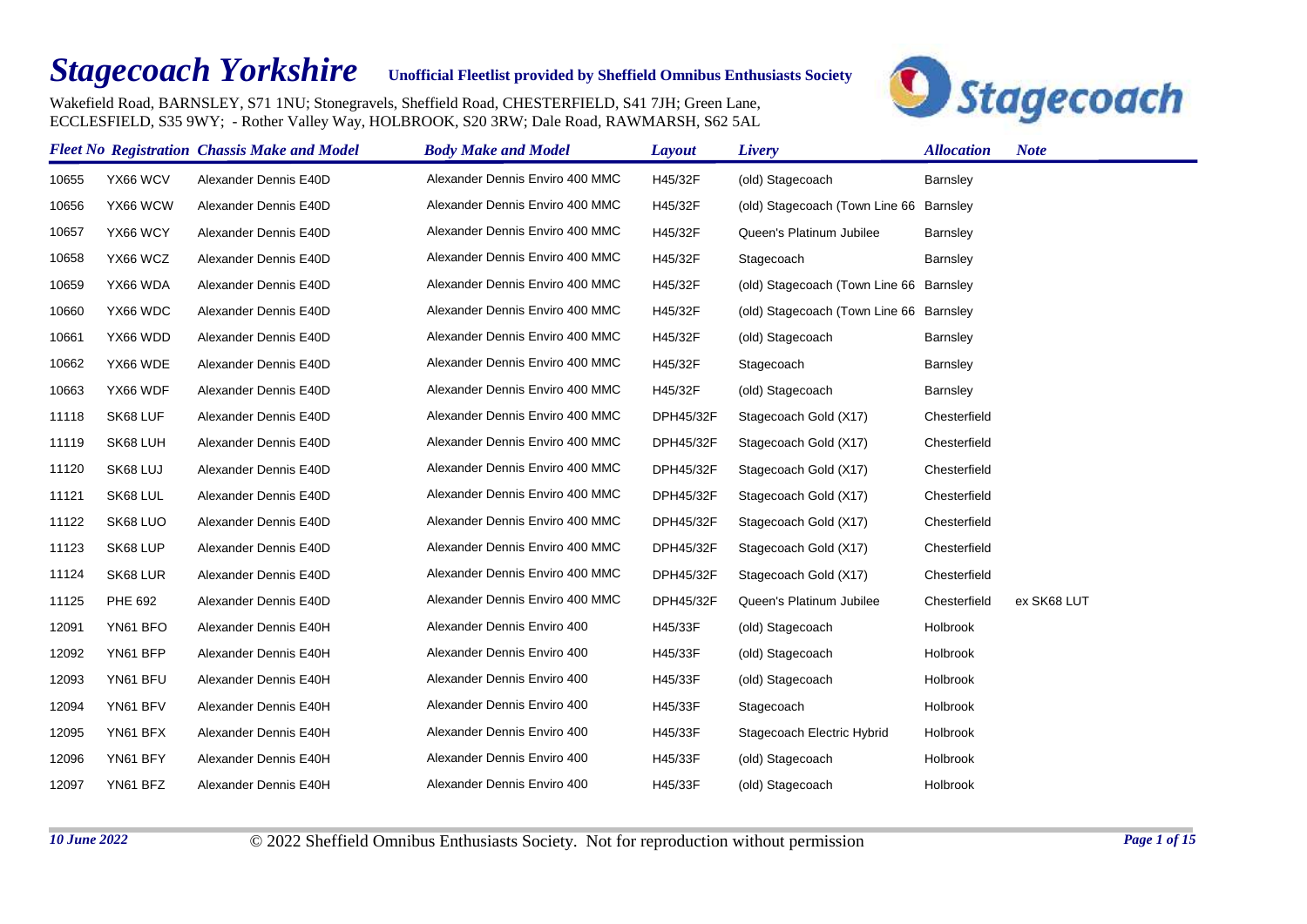# *Stagecoach Yorkshire*

**Unofficial Fleetlist provided by Sheffield Omnibus Enthusiasts Society**

Wakefield Road, BARNSLEY, S71 1NU; Stonegravels, Sheffield Road, CHESTERFIELD, S41 7JH; Green Lane, ECCLESFIELD, S35 9WY; - Rother Valley Way, HOLBROOK, S20 3RW; Dale Road, RAWMARSH, S62 5AL

| *Fleet No* | *Registration* | *Chassis Make and Model* | *Body Make and Model* | *Layout* | *Livery* | *Allocation* | *Note* |
|---|---|---|---|---|---|---|---|
| 10655 | YX66 WCV | Alexander Dennis E40D | Alexander Dennis Enviro 400 MMC | H45/32F | (old) Stagecoach | Barnsley | |
| 10656 | YX66 WCW | Alexander Dennis E40D | Alexander Dennis Enviro 400 MMC | H45/32F | (old) Stagecoach (Town Line 66 | Barnsley | |
| 10657 | YX66 WCY | Alexander Dennis E40D | Alexander Dennis Enviro 400 MMC | H45/32F | Queen's Platinum Jubilee | Barnsley | |
| 10658 | YX66 WCZ | Alexander Dennis E40D | Alexander Dennis Enviro 400 MMC | H45/32F | Stagecoach | Barnsley | |
| 10659 | YX66 WDA | Alexander Dennis E40D | Alexander Dennis Enviro 400 MMC | H45/32F | (old) Stagecoach (Town Line 66 | Barnsley | |
| 10660 | YX66 WDC | Alexander Dennis E40D | Alexander Dennis Enviro 400 MMC | H45/32F | (old) Stagecoach (Town Line 66 | Barnsley | |
| 10661 | YX66 WDD | Alexander Dennis E40D | Alexander Dennis Enviro 400 MMC | H45/32F | (old) Stagecoach | Barnsley | |
| 10662 | YX66 WDE | Alexander Dennis E40D | Alexander Dennis Enviro 400 MMC | H45/32F | Stagecoach | Barnsley | |
| 10663 | YX66 WDF | Alexander Dennis E40D | Alexander Dennis Enviro 400 MMC | H45/32F | (old) Stagecoach | Barnsley | |
| 11118 | SK68 LUF | Alexander Dennis E40D | Alexander Dennis Enviro 400 MMC | DPH45/32F | Stagecoach Gold (X17) | Chesterfield | |
| 11119 | SK68 LUH | Alexander Dennis E40D | Alexander Dennis Enviro 400 MMC | DPH45/32F | Stagecoach Gold (X17) | Chesterfield | |
| 11120 | SK68 LUJ | Alexander Dennis E40D | Alexander Dennis Enviro 400 MMC | DPH45/32F | Stagecoach Gold (X17) | Chesterfield | |
| 11121 | SK68 LUL | Alexander Dennis E40D | Alexander Dennis Enviro 400 MMC | DPH45/32F | Stagecoach Gold (X17) | Chesterfield | |
| 11122 | SK68 LUO | Alexander Dennis E40D | Alexander Dennis Enviro 400 MMC | DPH45/32F | Stagecoach Gold (X17) | Chesterfield | |
| 11123 | SK68 LUP | Alexander Dennis E40D | Alexander Dennis Enviro 400 MMC | DPH45/32F | Stagecoach Gold (X17) | Chesterfield | |
| 11124 | SK68 LUR | Alexander Dennis E40D | Alexander Dennis Enviro 400 MMC | DPH45/32F | Stagecoach Gold (X17) | Chesterfield | |
| 11125 | PHE 692 | Alexander Dennis E40D | Alexander Dennis Enviro 400 MMC | DPH45/32F | Queen's Platinum Jubilee | Chesterfield | ex SK68 LUT |
| 12091 | YN61 BFO | Alexander Dennis E40H | Alexander Dennis Enviro 400 | H45/33F | (old) Stagecoach | Holbrook | |
| 12092 | YN61 BFP | Alexander Dennis E40H | Alexander Dennis Enviro 400 | H45/33F | (old) Stagecoach | Holbrook | |
| 12093 | YN61 BFU | Alexander Dennis E40H | Alexander Dennis Enviro 400 | H45/33F | (old) Stagecoach | Holbrook | |
| 12094 | YN61 BFV | Alexander Dennis E40H | Alexander Dennis Enviro 400 | H45/33F | Stagecoach | Holbrook | |
| 12095 | YN61 BFX | Alexander Dennis E40H | Alexander Dennis Enviro 400 | H45/33F | Stagecoach Electric Hybrid | Holbrook | |
| 12096 | YN61 BFY | Alexander Dennis E40H | Alexander Dennis Enviro 400 | H45/33F | (old) Stagecoach | Holbrook | |
| 12097 | YN61 BFZ | Alexander Dennis E40H | Alexander Dennis Enviro 400 | H45/33F | (old) Stagecoach | Holbrook | |

*10 June 2022* © 2022 Sheffield Omnibus Enthusiasts Society. Not for reproduction without permission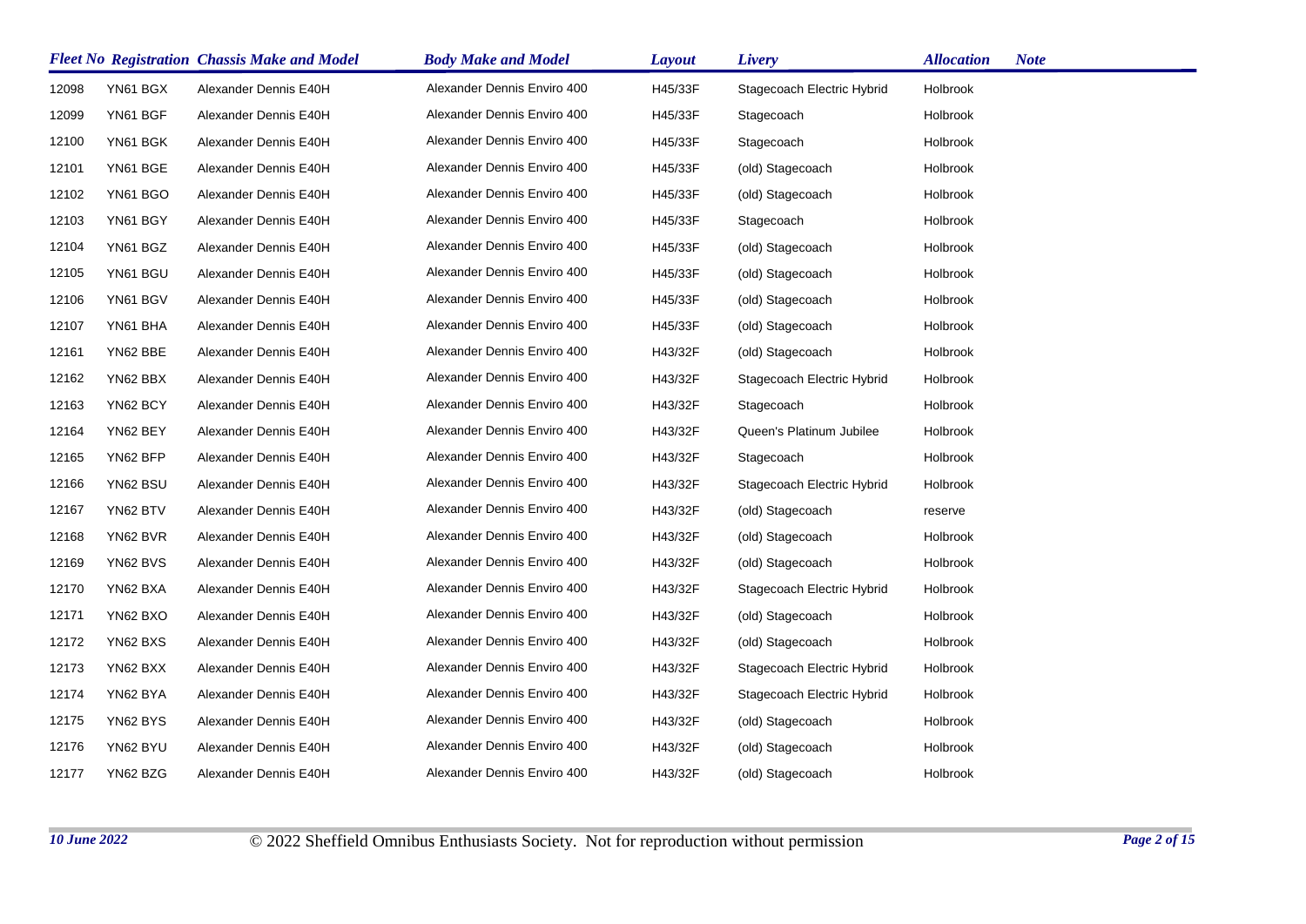| Fleet No | Registration | Chassis Make and Model | Body Make and Model | Layout | Livery | Allocation | Note |
|---|---|---|---|---|---|---|---|
| 12098 | YN61 BGX | Alexander Dennis E40H | Alexander Dennis Enviro 400 | H45/33F | Stagecoach Electric Hybrid | Holbrook | |
| 12099 | YN61 BGF | Alexander Dennis E40H | Alexander Dennis Enviro 400 | H45/33F | Stagecoach | Holbrook | |
| 12100 | YN61 BGK | Alexander Dennis E40H | Alexander Dennis Enviro 400 | H45/33F | Stagecoach | Holbrook | |
| 12101 | YN61 BGE | Alexander Dennis E40H | Alexander Dennis Enviro 400 | H45/33F | (old) Stagecoach | Holbrook | |
| 12102 | YN61 BGO | Alexander Dennis E40H | Alexander Dennis Enviro 400 | H45/33F | (old) Stagecoach | Holbrook | |
| 12103 | YN61 BGY | Alexander Dennis E40H | Alexander Dennis Enviro 400 | H45/33F | Stagecoach | Holbrook | |
| 12104 | YN61 BGZ | Alexander Dennis E40H | Alexander Dennis Enviro 400 | H45/33F | (old) Stagecoach | Holbrook | |
| 12105 | YN61 BGU | Alexander Dennis E40H | Alexander Dennis Enviro 400 | H45/33F | (old) Stagecoach | Holbrook | |
| 12106 | YN61 BGV | Alexander Dennis E40H | Alexander Dennis Enviro 400 | H45/33F | (old) Stagecoach | Holbrook | |
| 12107 | YN61 BHA | Alexander Dennis E40H | Alexander Dennis Enviro 400 | H45/33F | (old) Stagecoach | Holbrook | |
| 12161 | YN62 BBE | Alexander Dennis E40H | Alexander Dennis Enviro 400 | H43/32F | (old) Stagecoach | Holbrook | |
| 12162 | YN62 BBX | Alexander Dennis E40H | Alexander Dennis Enviro 400 | H43/32F | Stagecoach Electric Hybrid | Holbrook | |
| 12163 | YN62 BCY | Alexander Dennis E40H | Alexander Dennis Enviro 400 | H43/32F | Stagecoach | Holbrook | |
| 12164 | YN62 BEY | Alexander Dennis E40H | Alexander Dennis Enviro 400 | H43/32F | Queen's Platinum Jubilee | Holbrook | |
| 12165 | YN62 BFP | Alexander Dennis E40H | Alexander Dennis Enviro 400 | H43/32F | Stagecoach | Holbrook | |
| 12166 | YN62 BSU | Alexander Dennis E40H | Alexander Dennis Enviro 400 | H43/32F | Stagecoach Electric Hybrid | Holbrook | |
| 12167 | YN62 BTV | Alexander Dennis E40H | Alexander Dennis Enviro 400 | H43/32F | (old) Stagecoach | reserve | |
| 12168 | YN62 BVR | Alexander Dennis E40H | Alexander Dennis Enviro 400 | H43/32F | (old) Stagecoach | Holbrook | |
| 12169 | YN62 BVS | Alexander Dennis E40H | Alexander Dennis Enviro 400 | H43/32F | (old) Stagecoach | Holbrook | |
| 12170 | YN62 BXA | Alexander Dennis E40H | Alexander Dennis Enviro 400 | H43/32F | Stagecoach Electric Hybrid | Holbrook | |
| 12171 | YN62 BXO | Alexander Dennis E40H | Alexander Dennis Enviro 400 | H43/32F | (old) Stagecoach | Holbrook | |
| 12172 | YN62 BXS | Alexander Dennis E40H | Alexander Dennis Enviro 400 | H43/32F | (old) Stagecoach | Holbrook | |
| 12173 | YN62 BXX | Alexander Dennis E40H | Alexander Dennis Enviro 400 | H43/32F | Stagecoach Electric Hybrid | Holbrook | |
| 12174 | YN62 BYA | Alexander Dennis E40H | Alexander Dennis Enviro 400 | H43/32F | Stagecoach Electric Hybrid | Holbrook | |
| 12175 | YN62 BYS | Alexander Dennis E40H | Alexander Dennis Enviro 400 | H43/32F | (old) Stagecoach | Holbrook | |
| 12176 | YN62 BYU | Alexander Dennis E40H | Alexander Dennis Enviro 400 | H43/32F | (old) Stagecoach | Holbrook | |
| 12177 | YN62 BZG | Alexander Dennis E40H | Alexander Dennis Enviro 400 | H43/32F | (old) Stagecoach | Holbrook | |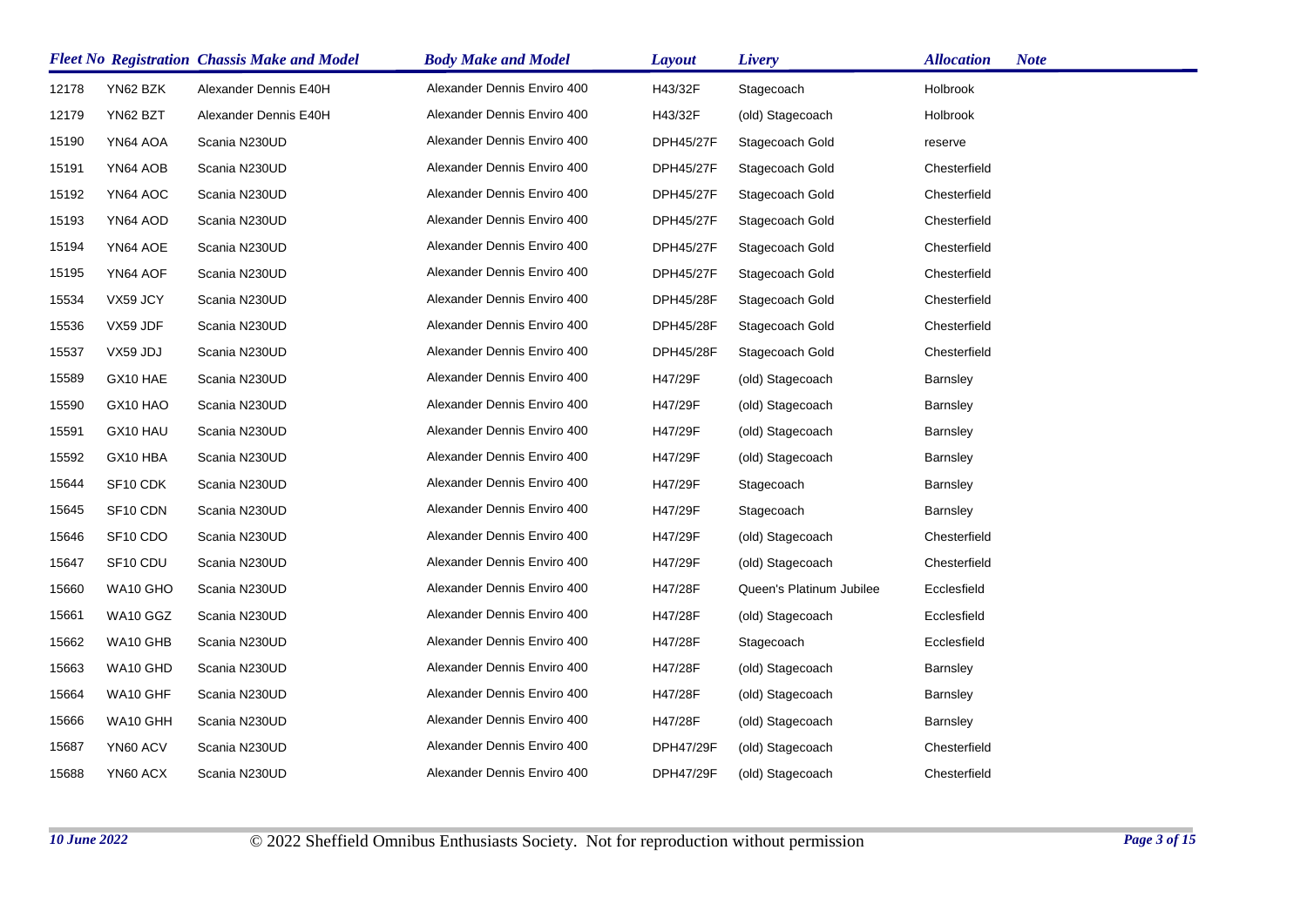| Fleet No | Registration | Chassis Make and Model | Body Make and Model | Layout | Livery | Allocation | Note |
|---|---|---|---|---|---|---|---|
| 12178 | YN62 BZK | Alexander Dennis E40H | Alexander Dennis Enviro 400 | H43/32F | Stagecoach | Holbrook | |
| 12179 | YN62 BZT | Alexander Dennis E40H | Alexander Dennis Enviro 400 | H43/32F | (old) Stagecoach | Holbrook | |
| 15190 | YN64 AOA | Scania N230UD | Alexander Dennis Enviro 400 | DPH45/27F | Stagecoach Gold | reserve | |
| 15191 | YN64 AOB | Scania N230UD | Alexander Dennis Enviro 400 | DPH45/27F | Stagecoach Gold | Chesterfield | |
| 15192 | YN64 AOC | Scania N230UD | Alexander Dennis Enviro 400 | DPH45/27F | Stagecoach Gold | Chesterfield | |
| 15193 | YN64 AOD | Scania N230UD | Alexander Dennis Enviro 400 | DPH45/27F | Stagecoach Gold | Chesterfield | |
| 15194 | YN64 AOE | Scania N230UD | Alexander Dennis Enviro 400 | DPH45/27F | Stagecoach Gold | Chesterfield | |
| 15195 | YN64 AOF | Scania N230UD | Alexander Dennis Enviro 400 | DPH45/27F | Stagecoach Gold | Chesterfield | |
| 15534 | VX59 JCY | Scania N230UD | Alexander Dennis Enviro 400 | DPH45/28F | Stagecoach Gold | Chesterfield | |
| 15536 | VX59 JDF | Scania N230UD | Alexander Dennis Enviro 400 | DPH45/28F | Stagecoach Gold | Chesterfield | |
| 15537 | VX59 JDJ | Scania N230UD | Alexander Dennis Enviro 400 | DPH45/28F | Stagecoach Gold | Chesterfield | |
| 15589 | GX10 HAE | Scania N230UD | Alexander Dennis Enviro 400 | H47/29F | (old) Stagecoach | Barnsley | |
| 15590 | GX10 HAO | Scania N230UD | Alexander Dennis Enviro 400 | H47/29F | (old) Stagecoach | Barnsley | |
| 15591 | GX10 HAU | Scania N230UD | Alexander Dennis Enviro 400 | H47/29F | (old) Stagecoach | Barnsley | |
| 15592 | GX10 HBA | Scania N230UD | Alexander Dennis Enviro 400 | H47/29F | (old) Stagecoach | Barnsley | |
| 15644 | SF10 CDK | Scania N230UD | Alexander Dennis Enviro 400 | H47/29F | Stagecoach | Barnsley | |
| 15645 | SF10 CDN | Scania N230UD | Alexander Dennis Enviro 400 | H47/29F | Stagecoach | Barnsley | |
| 15646 | SF10 CDO | Scania N230UD | Alexander Dennis Enviro 400 | H47/29F | (old) Stagecoach | Chesterfield | |
| 15647 | SF10 CDU | Scania N230UD | Alexander Dennis Enviro 400 | H47/29F | (old) Stagecoach | Chesterfield | |
| 15660 | WA10 GHO | Scania N230UD | Alexander Dennis Enviro 400 | H47/28F | Queen's Platinum Jubilee | Ecclesfield | |
| 15661 | WA10 GGZ | Scania N230UD | Alexander Dennis Enviro 400 | H47/28F | (old) Stagecoach | Ecclesfield | |
| 15662 | WA10 GHB | Scania N230UD | Alexander Dennis Enviro 400 | H47/28F | Stagecoach | Ecclesfield | |
| 15663 | WA10 GHD | Scania N230UD | Alexander Dennis Enviro 400 | H47/28F | (old) Stagecoach | Barnsley | |
| 15664 | WA10 GHF | Scania N230UD | Alexander Dennis Enviro 400 | H47/28F | (old) Stagecoach | Barnsley | |
| 15666 | WA10 GHH | Scania N230UD | Alexander Dennis Enviro 400 | H47/28F | (old) Stagecoach | Barnsley | |
| 15687 | YN60 ACV | Scania N230UD | Alexander Dennis Enviro 400 | DPH47/29F | (old) Stagecoach | Chesterfield | |
| 15688 | YN60 ACX | Scania N230UD | Alexander Dennis Enviro 400 | DPH47/29F | (old) Stagecoach | Chesterfield | |

10 June 2022 © 2022 Sheffield Omnibus Enthusiasts Society. Not for reproduction without permission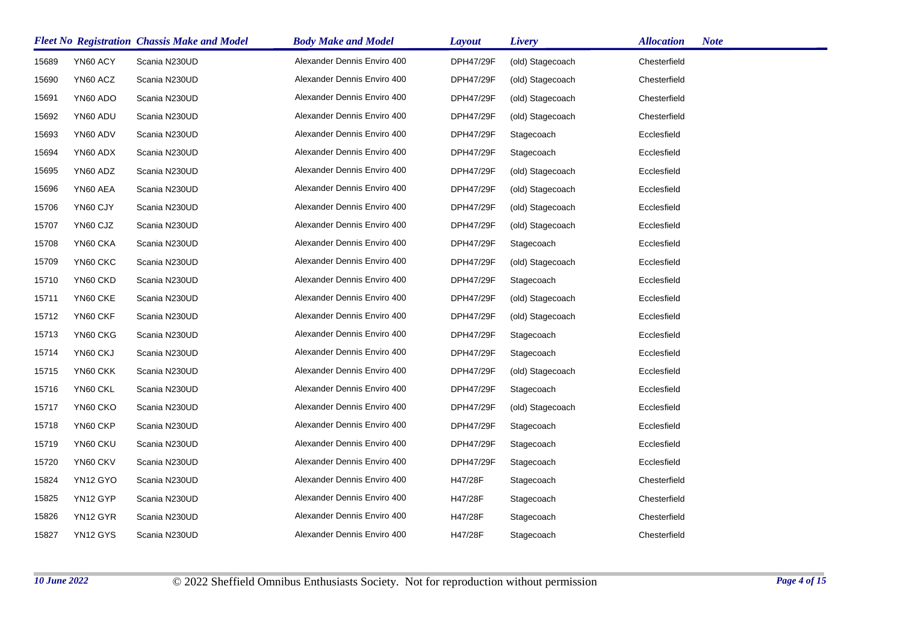| Fleet No | Registration | Chassis Make and Model | Body Make and Model | Layout | Livery | Allocation | Note |
|---|---|---|---|---|---|---|---|
| 15689 | YN60 ACY | Scania N230UD | Alexander Dennis Enviro 400 | DPH47/29F | (old) Stagecoach | Chesterfield | |
| 15690 | YN60 ACZ | Scania N230UD | Alexander Dennis Enviro 400 | DPH47/29F | (old) Stagecoach | Chesterfield | |
| 15691 | YN60 ADO | Scania N230UD | Alexander Dennis Enviro 400 | DPH47/29F | (old) Stagecoach | Chesterfield | |
| 15692 | YN60 ADU | Scania N230UD | Alexander Dennis Enviro 400 | DPH47/29F | (old) Stagecoach | Chesterfield | |
| 15693 | YN60 ADV | Scania N230UD | Alexander Dennis Enviro 400 | DPH47/29F | Stagecoach | Ecclesfield | |
| 15694 | YN60 ADX | Scania N230UD | Alexander Dennis Enviro 400 | DPH47/29F | Stagecoach | Ecclesfield | |
| 15695 | YN60 ADZ | Scania N230UD | Alexander Dennis Enviro 400 | DPH47/29F | (old) Stagecoach | Ecclesfield | |
| 15696 | YN60 AEA | Scania N230UD | Alexander Dennis Enviro 400 | DPH47/29F | (old) Stagecoach | Ecclesfield | |
| 15706 | YN60 CJY | Scania N230UD | Alexander Dennis Enviro 400 | DPH47/29F | (old) Stagecoach | Ecclesfield | |
| 15707 | YN60 CJZ | Scania N230UD | Alexander Dennis Enviro 400 | DPH47/29F | (old) Stagecoach | Ecclesfield | |
| 15708 | YN60 CKA | Scania N230UD | Alexander Dennis Enviro 400 | DPH47/29F | Stagecoach | Ecclesfield | |
| 15709 | YN60 CKC | Scania N230UD | Alexander Dennis Enviro 400 | DPH47/29F | (old) Stagecoach | Ecclesfield | |
| 15710 | YN60 CKD | Scania N230UD | Alexander Dennis Enviro 400 | DPH47/29F | Stagecoach | Ecclesfield | |
| 15711 | YN60 CKE | Scania N230UD | Alexander Dennis Enviro 400 | DPH47/29F | (old) Stagecoach | Ecclesfield | |
| 15712 | YN60 CKF | Scania N230UD | Alexander Dennis Enviro 400 | DPH47/29F | (old) Stagecoach | Ecclesfield | |
| 15713 | YN60 CKG | Scania N230UD | Alexander Dennis Enviro 400 | DPH47/29F | Stagecoach | Ecclesfield | |
| 15714 | YN60 CKJ | Scania N230UD | Alexander Dennis Enviro 400 | DPH47/29F | Stagecoach | Ecclesfield | |
| 15715 | YN60 CKK | Scania N230UD | Alexander Dennis Enviro 400 | DPH47/29F | (old) Stagecoach | Ecclesfield | |
| 15716 | YN60 CKL | Scania N230UD | Alexander Dennis Enviro 400 | DPH47/29F | Stagecoach | Ecclesfield | |
| 15717 | YN60 CKO | Scania N230UD | Alexander Dennis Enviro 400 | DPH47/29F | (old) Stagecoach | Ecclesfield | |
| 15718 | YN60 CKP | Scania N230UD | Alexander Dennis Enviro 400 | DPH47/29F | Stagecoach | Ecclesfield | |
| 15719 | YN60 CKU | Scania N230UD | Alexander Dennis Enviro 400 | DPH47/29F | Stagecoach | Ecclesfield | |
| 15720 | YN60 CKV | Scania N230UD | Alexander Dennis Enviro 400 | DPH47/29F | Stagecoach | Ecclesfield | |
| 15824 | YN12 GYO | Scania N230UD | Alexander Dennis Enviro 400 | H47/28F | Stagecoach | Chesterfield | |
| 15825 | YN12 GYP | Scania N230UD | Alexander Dennis Enviro 400 | H47/28F | Stagecoach | Chesterfield | |
| 15826 | YN12 GYR | Scania N230UD | Alexander Dennis Enviro 400 | H47/28F | Stagecoach | Chesterfield | |
| 15827 | YN12 GYS | Scania N230UD | Alexander Dennis Enviro 400 | H47/28F | Stagecoach | Chesterfield | |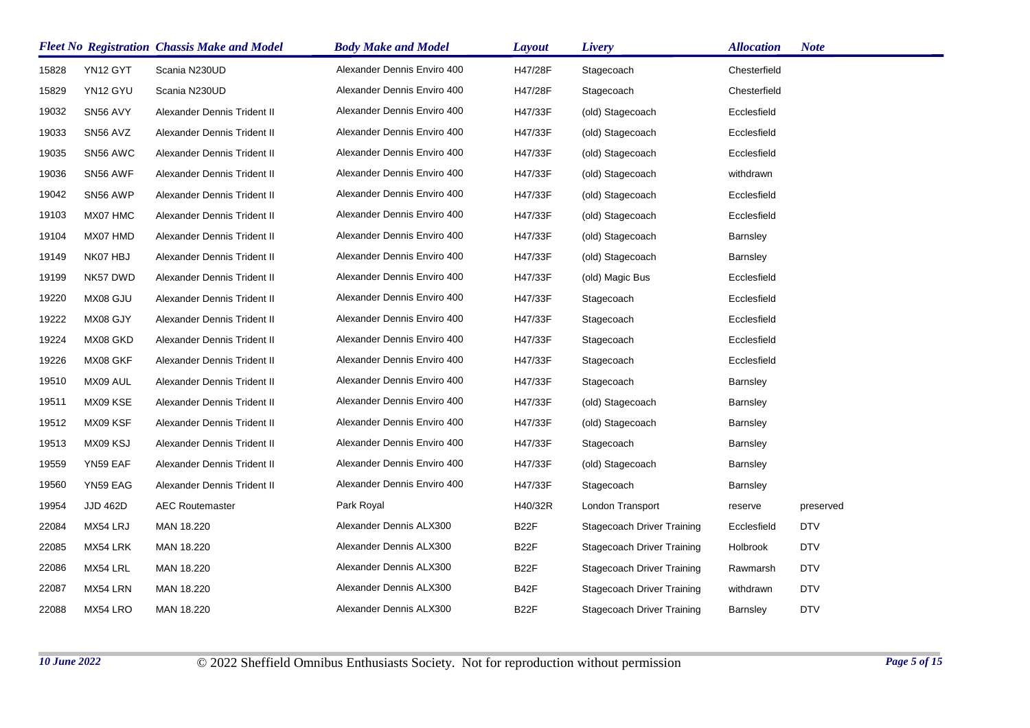| Fleet No | Registration | Chassis Make and Model | Body Make and Model | Layout | Livery | Allocation | Note |
|---|---|---|---|---|---|---|---|
| 15828 | YN12 GYT | Scania N230UD | Alexander Dennis Enviro 400 | H47/28F | Stagecoach | Chesterfield | |
| 15829 | YN12 GYU | Scania N230UD | Alexander Dennis Enviro 400 | H47/28F | Stagecoach | Chesterfield | |
| 19032 | SN56 AVY | Alexander Dennis Trident II | Alexander Dennis Enviro 400 | H47/33F | (old) Stagecoach | Ecclesfield | |
| 19033 | SN56 AVZ | Alexander Dennis Trident II | Alexander Dennis Enviro 400 | H47/33F | (old) Stagecoach | Ecclesfield | |
| 19035 | SN56 AWC | Alexander Dennis Trident II | Alexander Dennis Enviro 400 | H47/33F | (old) Stagecoach | Ecclesfield | |
| 19036 | SN56 AWF | Alexander Dennis Trident II | Alexander Dennis Enviro 400 | H47/33F | (old) Stagecoach | withdrawn | |
| 19042 | SN56 AWP | Alexander Dennis Trident II | Alexander Dennis Enviro 400 | H47/33F | (old) Stagecoach | Ecclesfield | |
| 19103 | MX07 HMC | Alexander Dennis Trident II | Alexander Dennis Enviro 400 | H47/33F | (old) Stagecoach | Ecclesfield | |
| 19104 | MX07 HMD | Alexander Dennis Trident II | Alexander Dennis Enviro 400 | H47/33F | (old) Stagecoach | Barnsley | |
| 19149 | NK07 HBJ | Alexander Dennis Trident II | Alexander Dennis Enviro 400 | H47/33F | (old) Stagecoach | Barnsley | |
| 19199 | NK57 DWD | Alexander Dennis Trident II | Alexander Dennis Enviro 400 | H47/33F | (old) Magic Bus | Ecclesfield | |
| 19220 | MX08 GJU | Alexander Dennis Trident II | Alexander Dennis Enviro 400 | H47/33F | Stagecoach | Ecclesfield | |
| 19222 | MX08 GJY | Alexander Dennis Trident II | Alexander Dennis Enviro 400 | H47/33F | Stagecoach | Ecclesfield | |
| 19224 | MX08 GKD | Alexander Dennis Trident II | Alexander Dennis Enviro 400 | H47/33F | Stagecoach | Ecclesfield | |
| 19226 | MX08 GKF | Alexander Dennis Trident II | Alexander Dennis Enviro 400 | H47/33F | Stagecoach | Ecclesfield | |
| 19510 | MX09 AUL | Alexander Dennis Trident II | Alexander Dennis Enviro 400 | H47/33F | Stagecoach | Barnsley | |
| 19511 | MX09 KSE | Alexander Dennis Trident II | Alexander Dennis Enviro 400 | H47/33F | (old) Stagecoach | Barnsley | |
| 19512 | MX09 KSF | Alexander Dennis Trident II | Alexander Dennis Enviro 400 | H47/33F | (old) Stagecoach | Barnsley | |
| 19513 | MX09 KSJ | Alexander Dennis Trident II | Alexander Dennis Enviro 400 | H47/33F | Stagecoach | Barnsley | |
| 19559 | YN59 EAF | Alexander Dennis Trident II | Alexander Dennis Enviro 400 | H47/33F | (old) Stagecoach | Barnsley | |
| 19560 | YN59 EAG | Alexander Dennis Trident II | Alexander Dennis Enviro 400 | H47/33F | Stagecoach | Barnsley | |
| 19954 | JJD 462D | AEC Routemaster | Park Royal | H40/32R | London Transport | reserve | preserved |
| 22084 | MX54 LRJ | MAN 18.220 | Alexander Dennis ALX300 | B22F | Stagecoach Driver Training | Ecclesfield | DTV |
| 22085 | MX54 LRK | MAN 18.220 | Alexander Dennis ALX300 | B22F | Stagecoach Driver Training | Holbrook | DTV |
| 22086 | MX54 LRL | MAN 18.220 | Alexander Dennis ALX300 | B22F | Stagecoach Driver Training | Rawmarsh | DTV |
| 22087 | MX54 LRN | MAN 18.220 | Alexander Dennis ALX300 | B42F | Stagecoach Driver Training | withdrawn | DTV |
| 22088 | MX54 LRO | MAN 18.220 | Alexander Dennis ALX300 | B22F | Stagecoach Driver Training | Barnsley | DTV |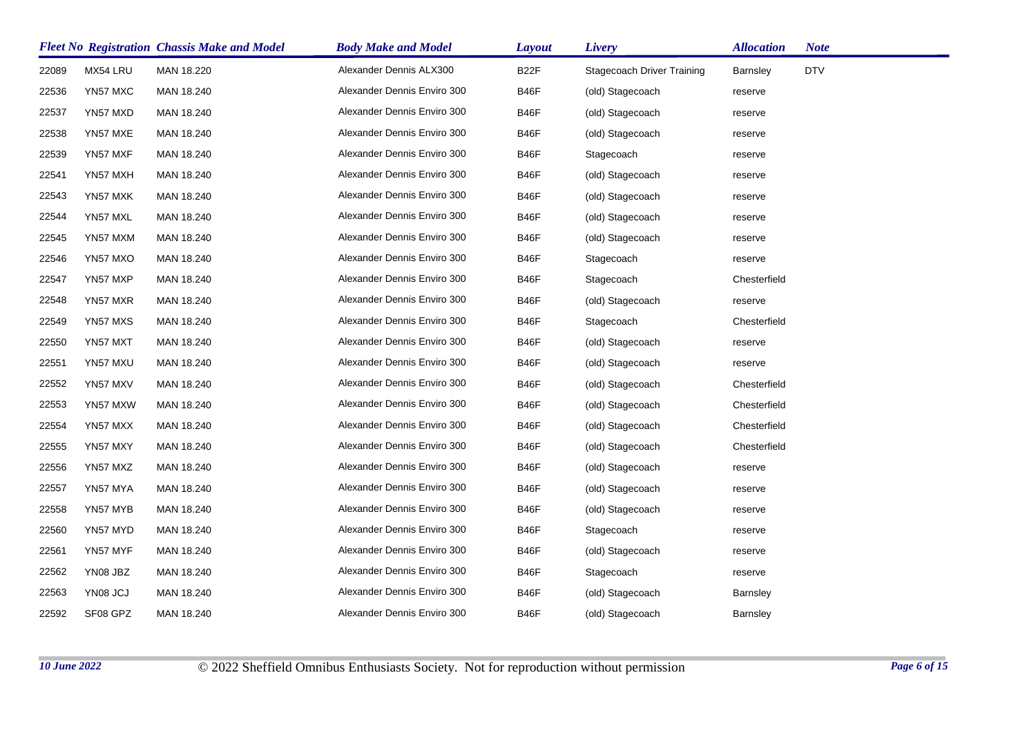| Fleet No | Registration | Chassis Make and Model | Body Make and Model | Layout | Livery | Allocation | Note |
|---|---|---|---|---|---|---|---|
| 22089 | MX54 LRU | MAN 18.220 | Alexander Dennis ALX300 | B22F | Stagecoach Driver Training | Barnsley | DTV |
| 22536 | YN57 MXC | MAN 18.240 | Alexander Dennis Enviro 300 | B46F | (old) Stagecoach | reserve | |
| 22537 | YN57 MXD | MAN 18.240 | Alexander Dennis Enviro 300 | B46F | (old) Stagecoach | reserve | |
| 22538 | YN57 MXE | MAN 18.240 | Alexander Dennis Enviro 300 | B46F | (old) Stagecoach | reserve | |
| 22539 | YN57 MXF | MAN 18.240 | Alexander Dennis Enviro 300 | B46F | Stagecoach | reserve | |
| 22541 | YN57 MXH | MAN 18.240 | Alexander Dennis Enviro 300 | B46F | (old) Stagecoach | reserve | |
| 22543 | YN57 MXK | MAN 18.240 | Alexander Dennis Enviro 300 | B46F | (old) Stagecoach | reserve | |
| 22544 | YN57 MXL | MAN 18.240 | Alexander Dennis Enviro 300 | B46F | (old) Stagecoach | reserve | |
| 22545 | YN57 MXM | MAN 18.240 | Alexander Dennis Enviro 300 | B46F | (old) Stagecoach | reserve | |
| 22546 | YN57 MXO | MAN 18.240 | Alexander Dennis Enviro 300 | B46F | Stagecoach | reserve | |
| 22547 | YN57 MXP | MAN 18.240 | Alexander Dennis Enviro 300 | B46F | Stagecoach | Chesterfield | |
| 22548 | YN57 MXR | MAN 18.240 | Alexander Dennis Enviro 300 | B46F | (old) Stagecoach | reserve | |
| 22549 | YN57 MXS | MAN 18.240 | Alexander Dennis Enviro 300 | B46F | Stagecoach | Chesterfield | |
| 22550 | YN57 MXT | MAN 18.240 | Alexander Dennis Enviro 300 | B46F | (old) Stagecoach | reserve | |
| 22551 | YN57 MXU | MAN 18.240 | Alexander Dennis Enviro 300 | B46F | (old) Stagecoach | reserve | |
| 22552 | YN57 MXV | MAN 18.240 | Alexander Dennis Enviro 300 | B46F | (old) Stagecoach | Chesterfield | |
| 22553 | YN57 MXW | MAN 18.240 | Alexander Dennis Enviro 300 | B46F | (old) Stagecoach | Chesterfield | |
| 22554 | YN57 MXX | MAN 18.240 | Alexander Dennis Enviro 300 | B46F | (old) Stagecoach | Chesterfield | |
| 22555 | YN57 MXY | MAN 18.240 | Alexander Dennis Enviro 300 | B46F | (old) Stagecoach | Chesterfield | |
| 22556 | YN57 MXZ | MAN 18.240 | Alexander Dennis Enviro 300 | B46F | (old) Stagecoach | reserve | |
| 22557 | YN57 MYA | MAN 18.240 | Alexander Dennis Enviro 300 | B46F | (old) Stagecoach | reserve | |
| 22558 | YN57 MYB | MAN 18.240 | Alexander Dennis Enviro 300 | B46F | (old) Stagecoach | reserve | |
| 22560 | YN57 MYD | MAN 18.240 | Alexander Dennis Enviro 300 | B46F | Stagecoach | reserve | |
| 22561 | YN57 MYF | MAN 18.240 | Alexander Dennis Enviro 300 | B46F | (old) Stagecoach | reserve | |
| 22562 | YN08 JBZ | MAN 18.240 | Alexander Dennis Enviro 300 | B46F | Stagecoach | reserve | |
| 22563 | YN08 JCJ | MAN 18.240 | Alexander Dennis Enviro 300 | B46F | (old) Stagecoach | Barnsley | |
| 22592 | SF08 GPZ | MAN 18.240 | Alexander Dennis Enviro 300 | B46F | (old) Stagecoach | Barnsley | |

*10 June 2022* © 2022 Sheffield Omnibus Enthusiasts Society. Not for reproduction without permission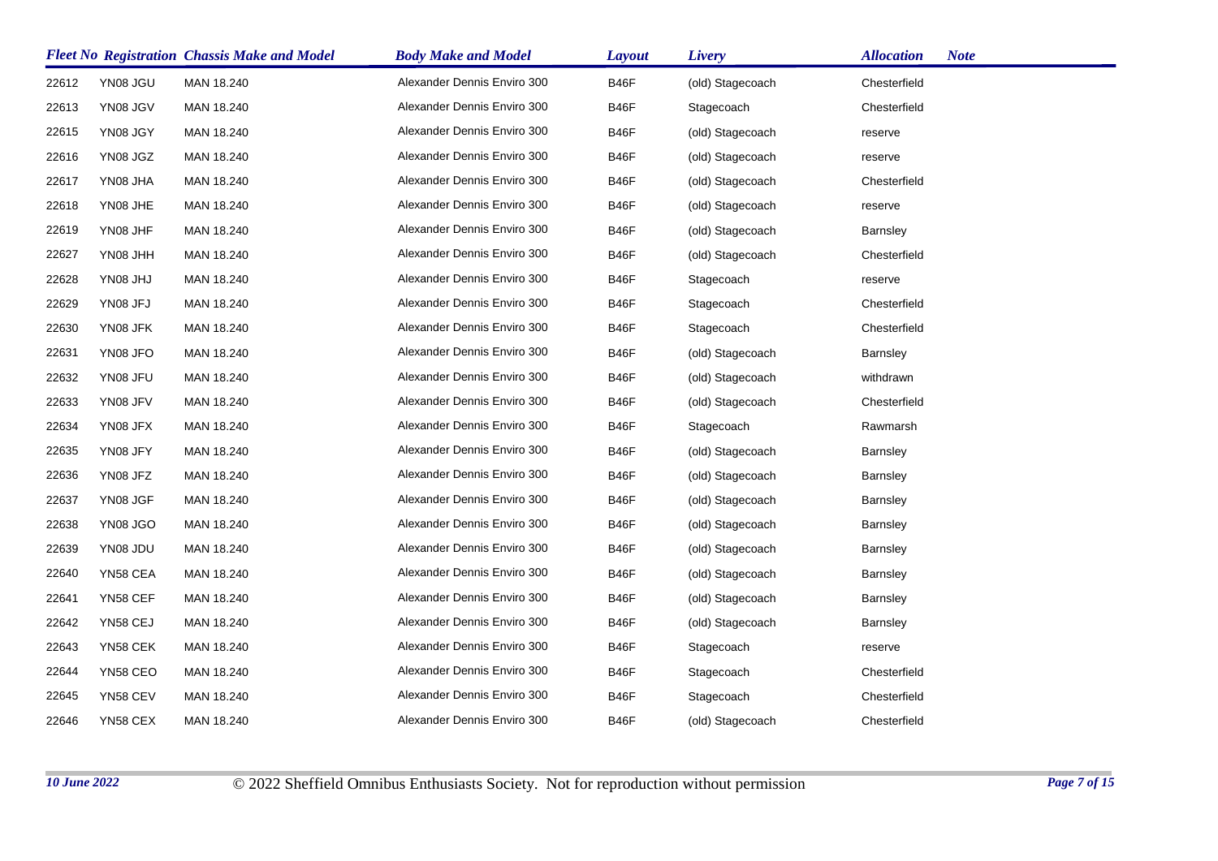| Fleet No | Registration | Chassis Make and Model | Body Make and Model | Layout | Livery | Allocation | Note |
|---|---|---|---|---|---|---|---|
| 22612 | YN08 JGU | MAN 18.240 | Alexander Dennis Enviro 300 | B46F | (old) Stagecoach | Chesterfield | |
| 22613 | YN08 JGV | MAN 18.240 | Alexander Dennis Enviro 300 | B46F | Stagecoach | Chesterfield | |
| 22615 | YN08 JGY | MAN 18.240 | Alexander Dennis Enviro 300 | B46F | (old) Stagecoach | reserve | |
| 22616 | YN08 JGZ | MAN 18.240 | Alexander Dennis Enviro 300 | B46F | (old) Stagecoach | reserve | |
| 22617 | YN08 JHA | MAN 18.240 | Alexander Dennis Enviro 300 | B46F | (old) Stagecoach | Chesterfield | |
| 22618 | YN08 JHE | MAN 18.240 | Alexander Dennis Enviro 300 | B46F | (old) Stagecoach | reserve | |
| 22619 | YN08 JHF | MAN 18.240 | Alexander Dennis Enviro 300 | B46F | (old) Stagecoach | Barnsley | |
| 22627 | YN08 JHH | MAN 18.240 | Alexander Dennis Enviro 300 | B46F | (old) Stagecoach | Chesterfield | |
| 22628 | YN08 JHJ | MAN 18.240 | Alexander Dennis Enviro 300 | B46F | Stagecoach | reserve | |
| 22629 | YN08 JFJ | MAN 18.240 | Alexander Dennis Enviro 300 | B46F | Stagecoach | Chesterfield | |
| 22630 | YN08 JFK | MAN 18.240 | Alexander Dennis Enviro 300 | B46F | Stagecoach | Chesterfield | |
| 22631 | YN08 JFO | MAN 18.240 | Alexander Dennis Enviro 300 | B46F | (old) Stagecoach | Barnsley | |
| 22632 | YN08 JFU | MAN 18.240 | Alexander Dennis Enviro 300 | B46F | (old) Stagecoach | withdrawn | |
| 22633 | YN08 JFV | MAN 18.240 | Alexander Dennis Enviro 300 | B46F | (old) Stagecoach | Chesterfield | |
| 22634 | YN08 JFX | MAN 18.240 | Alexander Dennis Enviro 300 | B46F | Stagecoach | Rawmarsh | |
| 22635 | YN08 JFY | MAN 18.240 | Alexander Dennis Enviro 300 | B46F | (old) Stagecoach | Barnsley | |
| 22636 | YN08 JFZ | MAN 18.240 | Alexander Dennis Enviro 300 | B46F | (old) Stagecoach | Barnsley | |
| 22637 | YN08 JGF | MAN 18.240 | Alexander Dennis Enviro 300 | B46F | (old) Stagecoach | Barnsley | |
| 22638 | YN08 JGO | MAN 18.240 | Alexander Dennis Enviro 300 | B46F | (old) Stagecoach | Barnsley | |
| 22639 | YN08 JDU | MAN 18.240 | Alexander Dennis Enviro 300 | B46F | (old) Stagecoach | Barnsley | |
| 22640 | YN58 CEA | MAN 18.240 | Alexander Dennis Enviro 300 | B46F | (old) Stagecoach | Barnsley | |
| 22641 | YN58 CEF | MAN 18.240 | Alexander Dennis Enviro 300 | B46F | (old) Stagecoach | Barnsley | |
| 22642 | YN58 CEJ | MAN 18.240 | Alexander Dennis Enviro 300 | B46F | (old) Stagecoach | Barnsley | |
| 22643 | YN58 CEK | MAN 18.240 | Alexander Dennis Enviro 300 | B46F | Stagecoach | reserve | |
| 22644 | YN58 CEO | MAN 18.240 | Alexander Dennis Enviro 300 | B46F | Stagecoach | Chesterfield | |
| 22645 | YN58 CEV | MAN 18.240 | Alexander Dennis Enviro 300 | B46F | Stagecoach | Chesterfield | |
| 22646 | YN58 CEX | MAN 18.240 | Alexander Dennis Enviro 300 | B46F | (old) Stagecoach | Chesterfield | |

*10 June 2022* © 2022 Sheffield Omnibus Enthusiasts Society. Not for reproduction without permission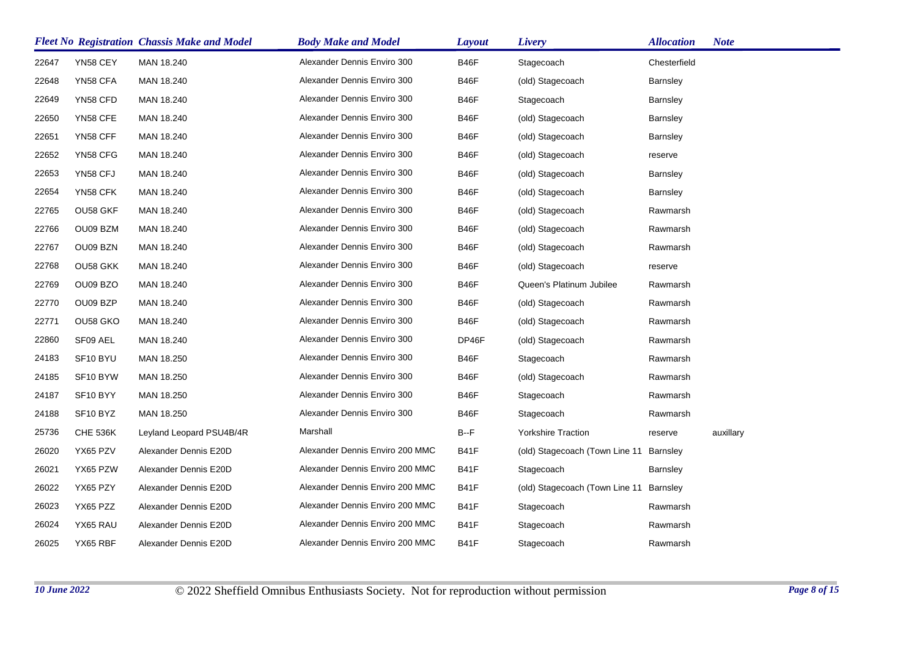| Fleet No | Registration | Chassis Make and Model | Body Make and Model | Layout | Livery | Allocation | Note |
|---|---|---|---|---|---|---|---|
| 22647 | YN58 CEY | MAN 18.240 | Alexander Dennis Enviro 300 | B46F | Stagecoach | Chesterfield | |
| 22648 | YN58 CFA | MAN 18.240 | Alexander Dennis Enviro 300 | B46F | (old) Stagecoach | Barnsley | |
| 22649 | YN58 CFD | MAN 18.240 | Alexander Dennis Enviro 300 | B46F | Stagecoach | Barnsley | |
| 22650 | YN58 CFE | MAN 18.240 | Alexander Dennis Enviro 300 | B46F | (old) Stagecoach | Barnsley | |
| 22651 | YN58 CFF | MAN 18.240 | Alexander Dennis Enviro 300 | B46F | (old) Stagecoach | Barnsley | |
| 22652 | YN58 CFG | MAN 18.240 | Alexander Dennis Enviro 300 | B46F | (old) Stagecoach | reserve | |
| 22653 | YN58 CFJ | MAN 18.240 | Alexander Dennis Enviro 300 | B46F | (old) Stagecoach | Barnsley | |
| 22654 | YN58 CFK | MAN 18.240 | Alexander Dennis Enviro 300 | B46F | (old) Stagecoach | Barnsley | |
| 22765 | OU58 GKF | MAN 18.240 | Alexander Dennis Enviro 300 | B46F | (old) Stagecoach | Rawmarsh | |
| 22766 | OU09 BZM | MAN 18.240 | Alexander Dennis Enviro 300 | B46F | (old) Stagecoach | Rawmarsh | |
| 22767 | OU09 BZN | MAN 18.240 | Alexander Dennis Enviro 300 | B46F | (old) Stagecoach | Rawmarsh | |
| 22768 | OU58 GKK | MAN 18.240 | Alexander Dennis Enviro 300 | B46F | (old) Stagecoach | reserve | |
| 22769 | OU09 BZO | MAN 18.240 | Alexander Dennis Enviro 300 | B46F | Queen's Platinum Jubilee | Rawmarsh | |
| 22770 | OU09 BZP | MAN 18.240 | Alexander Dennis Enviro 300 | B46F | (old) Stagecoach | Rawmarsh | |
| 22771 | OU58 GKO | MAN 18.240 | Alexander Dennis Enviro 300 | B46F | (old) Stagecoach | Rawmarsh | |
| 22860 | SF09 AEL | MAN 18.240 | Alexander Dennis Enviro 300 | DP46F | (old) Stagecoach | Rawmarsh | |
| 24183 | SF10 BYU | MAN 18.250 | Alexander Dennis Enviro 300 | B46F | Stagecoach | Rawmarsh | |
| 24185 | SF10 BYW | MAN 18.250 | Alexander Dennis Enviro 300 | B46F | (old) Stagecoach | Rawmarsh | |
| 24187 | SF10 BYY | MAN 18.250 | Alexander Dennis Enviro 300 | B46F | Stagecoach | Rawmarsh | |
| 24188 | SF10 BYZ | MAN 18.250 | Alexander Dennis Enviro 300 | B46F | Stagecoach | Rawmarsh | |
| 25736 | CHE 536K | Leyland Leopard PSU4B/4R | Marshall | B--F | Yorkshire Traction | reserve | auxillary |
| 26020 | YX65 PZV | Alexander Dennis E20D | Alexander Dennis Enviro 200 MMC | B41F | (old) Stagecoach (Town Line 11 | Barnsley | |
| 26021 | YX65 PZW | Alexander Dennis E20D | Alexander Dennis Enviro 200 MMC | B41F | Stagecoach | Barnsley | |
| 26022 | YX65 PZY | Alexander Dennis E20D | Alexander Dennis Enviro 200 MMC | B41F | (old) Stagecoach (Town Line 11 | Barnsley | |
| 26023 | YX65 PZZ | Alexander Dennis E20D | Alexander Dennis Enviro 200 MMC | B41F | Stagecoach | Rawmarsh | |
| 26024 | YX65 RAU | Alexander Dennis E20D | Alexander Dennis Enviro 200 MMC | B41F | Stagecoach | Rawmarsh | |
| 26025 | YX65 RBF | Alexander Dennis E20D | Alexander Dennis Enviro 200 MMC | B41F | Stagecoach | Rawmarsh | |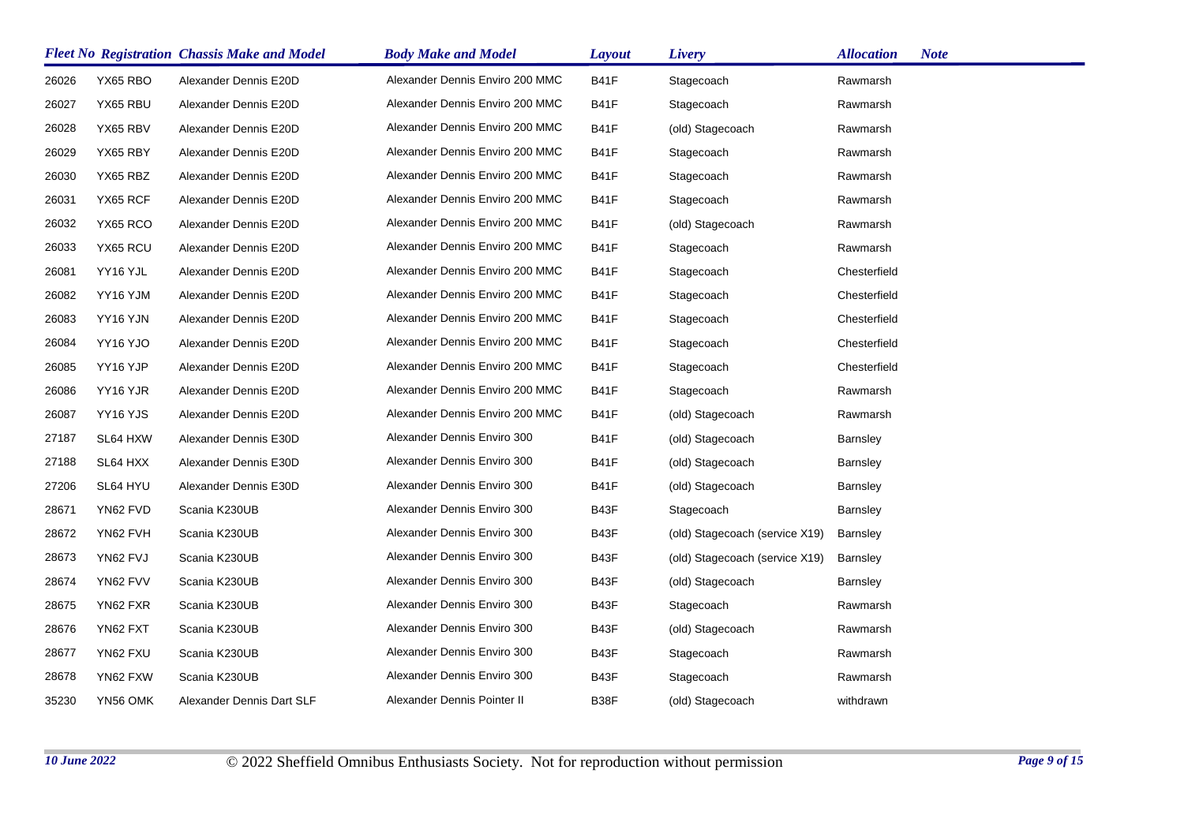| Fleet No | Registration | Chassis Make and Model | Body Make and Model | Layout | Livery | Allocation | Note |
|---|---|---|---|---|---|---|---|
| 26026 | YX65 RBO | Alexander Dennis E20D | Alexander Dennis Enviro 200 MMC | B41F | Stagecoach | Rawmarsh | |
| 26027 | YX65 RBU | Alexander Dennis E20D | Alexander Dennis Enviro 200 MMC | B41F | Stagecoach | Rawmarsh | |
| 26028 | YX65 RBV | Alexander Dennis E20D | Alexander Dennis Enviro 200 MMC | B41F | (old) Stagecoach | Rawmarsh | |
| 26029 | YX65 RBY | Alexander Dennis E20D | Alexander Dennis Enviro 200 MMC | B41F | Stagecoach | Rawmarsh | |
| 26030 | YX65 RBZ | Alexander Dennis E20D | Alexander Dennis Enviro 200 MMC | B41F | Stagecoach | Rawmarsh | |
| 26031 | YX65 RCF | Alexander Dennis E20D | Alexander Dennis Enviro 200 MMC | B41F | Stagecoach | Rawmarsh | |
| 26032 | YX65 RCO | Alexander Dennis E20D | Alexander Dennis Enviro 200 MMC | B41F | (old) Stagecoach | Rawmarsh | |
| 26033 | YX65 RCU | Alexander Dennis E20D | Alexander Dennis Enviro 200 MMC | B41F | Stagecoach | Rawmarsh | |
| 26081 | YY16 YJL | Alexander Dennis E20D | Alexander Dennis Enviro 200 MMC | B41F | Stagecoach | Chesterfield | |
| 26082 | YY16 YJM | Alexander Dennis E20D | Alexander Dennis Enviro 200 MMC | B41F | Stagecoach | Chesterfield | |
| 26083 | YY16 YJN | Alexander Dennis E20D | Alexander Dennis Enviro 200 MMC | B41F | Stagecoach | Chesterfield | |
| 26084 | YY16 YJO | Alexander Dennis E20D | Alexander Dennis Enviro 200 MMC | B41F | Stagecoach | Chesterfield | |
| 26085 | YY16 YJP | Alexander Dennis E20D | Alexander Dennis Enviro 200 MMC | B41F | Stagecoach | Chesterfield | |
| 26086 | YY16 YJR | Alexander Dennis E20D | Alexander Dennis Enviro 200 MMC | B41F | Stagecoach | Rawmarsh | |
| 26087 | YY16 YJS | Alexander Dennis E20D | Alexander Dennis Enviro 200 MMC | B41F | (old) Stagecoach | Rawmarsh | |
| 27187 | SL64 HXW | Alexander Dennis E30D | Alexander Dennis Enviro 300 | B41F | (old) Stagecoach | Barnsley | |
| 27188 | SL64 HXX | Alexander Dennis E30D | Alexander Dennis Enviro 300 | B41F | (old) Stagecoach | Barnsley | |
| 27206 | SL64 HYU | Alexander Dennis E30D | Alexander Dennis Enviro 300 | B41F | (old) Stagecoach | Barnsley | |
| 28671 | YN62 FVD | Scania K230UB | Alexander Dennis Enviro 300 | B43F | Stagecoach | Barnsley | |
| 28672 | YN62 FVH | Scania K230UB | Alexander Dennis Enviro 300 | B43F | (old) Stagecoach (service X19) | Barnsley | |
| 28673 | YN62 FVJ | Scania K230UB | Alexander Dennis Enviro 300 | B43F | (old) Stagecoach (service X19) | Barnsley | |
| 28674 | YN62 FVV | Scania K230UB | Alexander Dennis Enviro 300 | B43F | (old) Stagecoach | Barnsley | |
| 28675 | YN62 FXR | Scania K230UB | Alexander Dennis Enviro 300 | B43F | Stagecoach | Rawmarsh | |
| 28676 | YN62 FXT | Scania K230UB | Alexander Dennis Enviro 300 | B43F | (old) Stagecoach | Rawmarsh | |
| 28677 | YN62 FXU | Scania K230UB | Alexander Dennis Enviro 300 | B43F | Stagecoach | Rawmarsh | |
| 28678 | YN62 FXW | Scania K230UB | Alexander Dennis Enviro 300 | B43F | Stagecoach | Rawmarsh | |
| 35230 | YN56 OMK | Alexander Dennis Dart SLF | Alexander Dennis Pointer II | B38F | (old) Stagecoach | withdrawn | |

*10 June 2022* © 2022 Sheffield Omnibus Enthusiasts Society. Not for reproduction without permission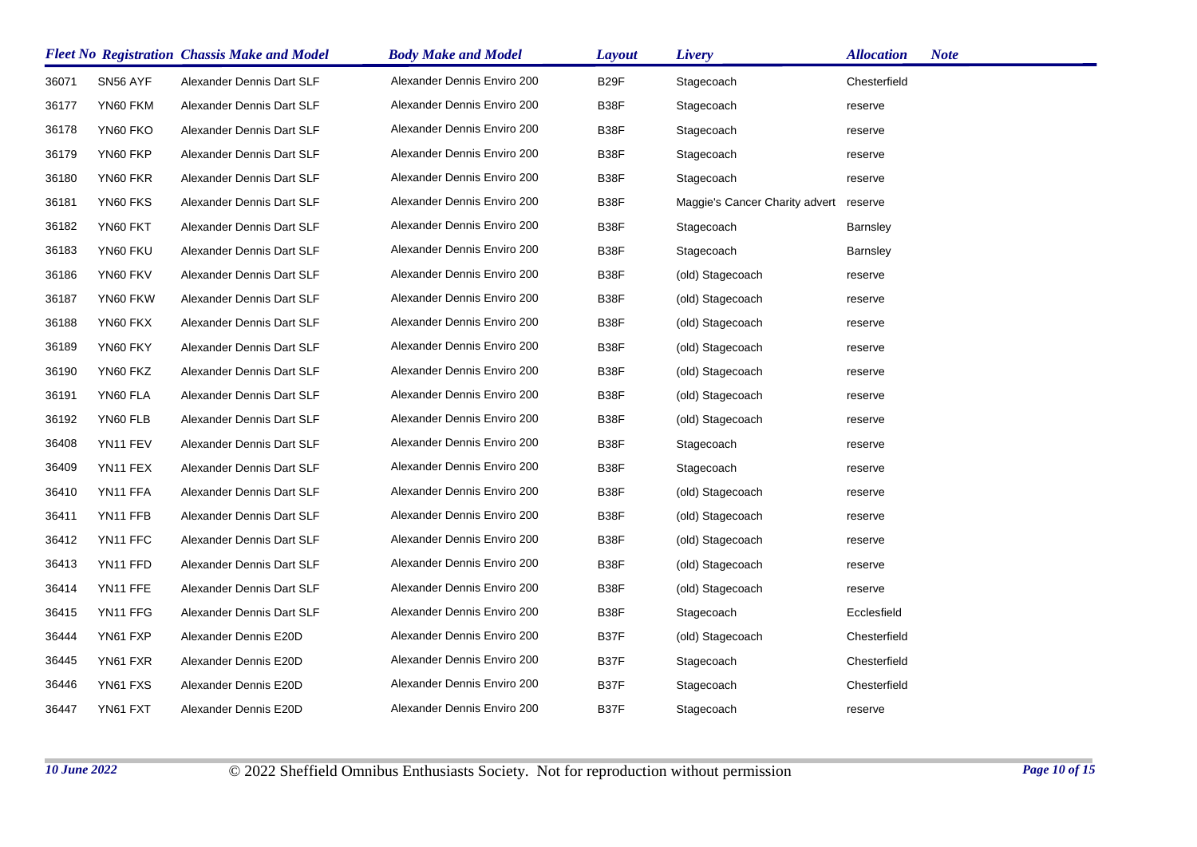| Fleet No | Registration | Chassis Make and Model | Body Make and Model | Layout | Livery | Allocation | Note |
|---|---|---|---|---|---|---|---|
| 36071 | SN56 AYF | Alexander Dennis Dart SLF | Alexander Dennis Enviro 200 | B29F | Stagecoach | Chesterfield | |
| 36177 | YN60 FKM | Alexander Dennis Dart SLF | Alexander Dennis Enviro 200 | B38F | Stagecoach | reserve | |
| 36178 | YN60 FKO | Alexander Dennis Dart SLF | Alexander Dennis Enviro 200 | B38F | Stagecoach | reserve | |
| 36179 | YN60 FKP | Alexander Dennis Dart SLF | Alexander Dennis Enviro 200 | B38F | Stagecoach | reserve | |
| 36180 | YN60 FKR | Alexander Dennis Dart SLF | Alexander Dennis Enviro 200 | B38F | Stagecoach | reserve | |
| 36181 | YN60 FKS | Alexander Dennis Dart SLF | Alexander Dennis Enviro 200 | B38F | Maggie's Cancer Charity advert | reserve | |
| 36182 | YN60 FKT | Alexander Dennis Dart SLF | Alexander Dennis Enviro 200 | B38F | Stagecoach | Barnsley | |
| 36183 | YN60 FKU | Alexander Dennis Dart SLF | Alexander Dennis Enviro 200 | B38F | Stagecoach | Barnsley | |
| 36186 | YN60 FKV | Alexander Dennis Dart SLF | Alexander Dennis Enviro 200 | B38F | (old) Stagecoach | reserve | |
| 36187 | YN60 FKW | Alexander Dennis Dart SLF | Alexander Dennis Enviro 200 | B38F | (old) Stagecoach | reserve | |
| 36188 | YN60 FKX | Alexander Dennis Dart SLF | Alexander Dennis Enviro 200 | B38F | (old) Stagecoach | reserve | |
| 36189 | YN60 FKY | Alexander Dennis Dart SLF | Alexander Dennis Enviro 200 | B38F | (old) Stagecoach | reserve | |
| 36190 | YN60 FKZ | Alexander Dennis Dart SLF | Alexander Dennis Enviro 200 | B38F | (old) Stagecoach | reserve | |
| 36191 | YN60 FLA | Alexander Dennis Dart SLF | Alexander Dennis Enviro 200 | B38F | (old) Stagecoach | reserve | |
| 36192 | YN60 FLB | Alexander Dennis Dart SLF | Alexander Dennis Enviro 200 | B38F | (old) Stagecoach | reserve | |
| 36408 | YN11 FEV | Alexander Dennis Dart SLF | Alexander Dennis Enviro 200 | B38F | Stagecoach | reserve | |
| 36409 | YN11 FEX | Alexander Dennis Dart SLF | Alexander Dennis Enviro 200 | B38F | Stagecoach | reserve | |
| 36410 | YN11 FFA | Alexander Dennis Dart SLF | Alexander Dennis Enviro 200 | B38F | (old) Stagecoach | reserve | |
| 36411 | YN11 FFB | Alexander Dennis Dart SLF | Alexander Dennis Enviro 200 | B38F | (old) Stagecoach | reserve | |
| 36412 | YN11 FFC | Alexander Dennis Dart SLF | Alexander Dennis Enviro 200 | B38F | (old) Stagecoach | reserve | |
| 36413 | YN11 FFD | Alexander Dennis Dart SLF | Alexander Dennis Enviro 200 | B38F | (old) Stagecoach | reserve | |
| 36414 | YN11 FFE | Alexander Dennis Dart SLF | Alexander Dennis Enviro 200 | B38F | (old) Stagecoach | reserve | |
| 36415 | YN11 FFG | Alexander Dennis Dart SLF | Alexander Dennis Enviro 200 | B38F | Stagecoach | Ecclesfield | |
| 36444 | YN61 FXP | Alexander Dennis E20D | Alexander Dennis Enviro 200 | B37F | (old) Stagecoach | Chesterfield | |
| 36445 | YN61 FXR | Alexander Dennis E20D | Alexander Dennis Enviro 200 | B37F | Stagecoach | Chesterfield | |
| 36446 | YN61 FXS | Alexander Dennis E20D | Alexander Dennis Enviro 200 | B37F | Stagecoach | Chesterfield | |
| 36447 | YN61 FXT | Alexander Dennis E20D | Alexander Dennis Enviro 200 | B37F | Stagecoach | reserve | |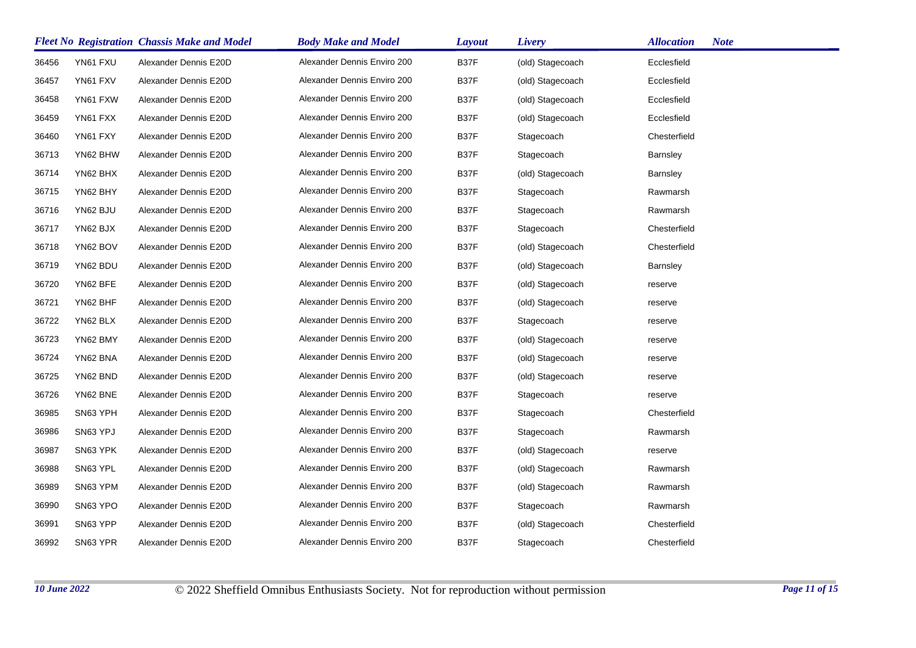| Fleet No | Registration | Chassis Make and Model | Body Make and Model | Layout | Livery | Allocation | Note |
|---|---|---|---|---|---|---|---|
| 36456 | YN61 FXU | Alexander Dennis E20D | Alexander Dennis Enviro 200 | B37F | (old) Stagecoach | Ecclesfield | |
| 36457 | YN61 FXV | Alexander Dennis E20D | Alexander Dennis Enviro 200 | B37F | (old) Stagecoach | Ecclesfield | |
| 36458 | YN61 FXW | Alexander Dennis E20D | Alexander Dennis Enviro 200 | B37F | (old) Stagecoach | Ecclesfield | |
| 36459 | YN61 FXX | Alexander Dennis E20D | Alexander Dennis Enviro 200 | B37F | (old) Stagecoach | Ecclesfield | |
| 36460 | YN61 FXY | Alexander Dennis E20D | Alexander Dennis Enviro 200 | B37F | Stagecoach | Chesterfield | |
| 36713 | YN62 BHW | Alexander Dennis E20D | Alexander Dennis Enviro 200 | B37F | Stagecoach | Barnsley | |
| 36714 | YN62 BHX | Alexander Dennis E20D | Alexander Dennis Enviro 200 | B37F | (old) Stagecoach | Barnsley | |
| 36715 | YN62 BHY | Alexander Dennis E20D | Alexander Dennis Enviro 200 | B37F | Stagecoach | Rawmarsh | |
| 36716 | YN62 BJU | Alexander Dennis E20D | Alexander Dennis Enviro 200 | B37F | Stagecoach | Rawmarsh | |
| 36717 | YN62 BJX | Alexander Dennis E20D | Alexander Dennis Enviro 200 | B37F | Stagecoach | Chesterfield | |
| 36718 | YN62 BOV | Alexander Dennis E20D | Alexander Dennis Enviro 200 | B37F | (old) Stagecoach | Chesterfield | |
| 36719 | YN62 BDU | Alexander Dennis E20D | Alexander Dennis Enviro 200 | B37F | (old) Stagecoach | Barnsley | |
| 36720 | YN62 BFE | Alexander Dennis E20D | Alexander Dennis Enviro 200 | B37F | (old) Stagecoach | reserve | |
| 36721 | YN62 BHF | Alexander Dennis E20D | Alexander Dennis Enviro 200 | B37F | (old) Stagecoach | reserve | |
| 36722 | YN62 BLX | Alexander Dennis E20D | Alexander Dennis Enviro 200 | B37F | Stagecoach | reserve | |
| 36723 | YN62 BMY | Alexander Dennis E20D | Alexander Dennis Enviro 200 | B37F | (old) Stagecoach | reserve | |
| 36724 | YN62 BNA | Alexander Dennis E20D | Alexander Dennis Enviro 200 | B37F | (old) Stagecoach | reserve | |
| 36725 | YN62 BND | Alexander Dennis E20D | Alexander Dennis Enviro 200 | B37F | (old) Stagecoach | reserve | |
| 36726 | YN62 BNE | Alexander Dennis E20D | Alexander Dennis Enviro 200 | B37F | Stagecoach | reserve | |
| 36985 | SN63 YPH | Alexander Dennis E20D | Alexander Dennis Enviro 200 | B37F | Stagecoach | Chesterfield | |
| 36986 | SN63 YPJ | Alexander Dennis E20D | Alexander Dennis Enviro 200 | B37F | Stagecoach | Rawmarsh | |
| 36987 | SN63 YPK | Alexander Dennis E20D | Alexander Dennis Enviro 200 | B37F | (old) Stagecoach | reserve | |
| 36988 | SN63 YPL | Alexander Dennis E20D | Alexander Dennis Enviro 200 | B37F | (old) Stagecoach | Rawmarsh | |
| 36989 | SN63 YPM | Alexander Dennis E20D | Alexander Dennis Enviro 200 | B37F | (old) Stagecoach | Rawmarsh | |
| 36990 | SN63 YPO | Alexander Dennis E20D | Alexander Dennis Enviro 200 | B37F | Stagecoach | Rawmarsh | |
| 36991 | SN63 YPP | Alexander Dennis E20D | Alexander Dennis Enviro 200 | B37F | (old) Stagecoach | Chesterfield | |
| 36992 | SN63 YPR | Alexander Dennis E20D | Alexander Dennis Enviro 200 | B37F | Stagecoach | Chesterfield | |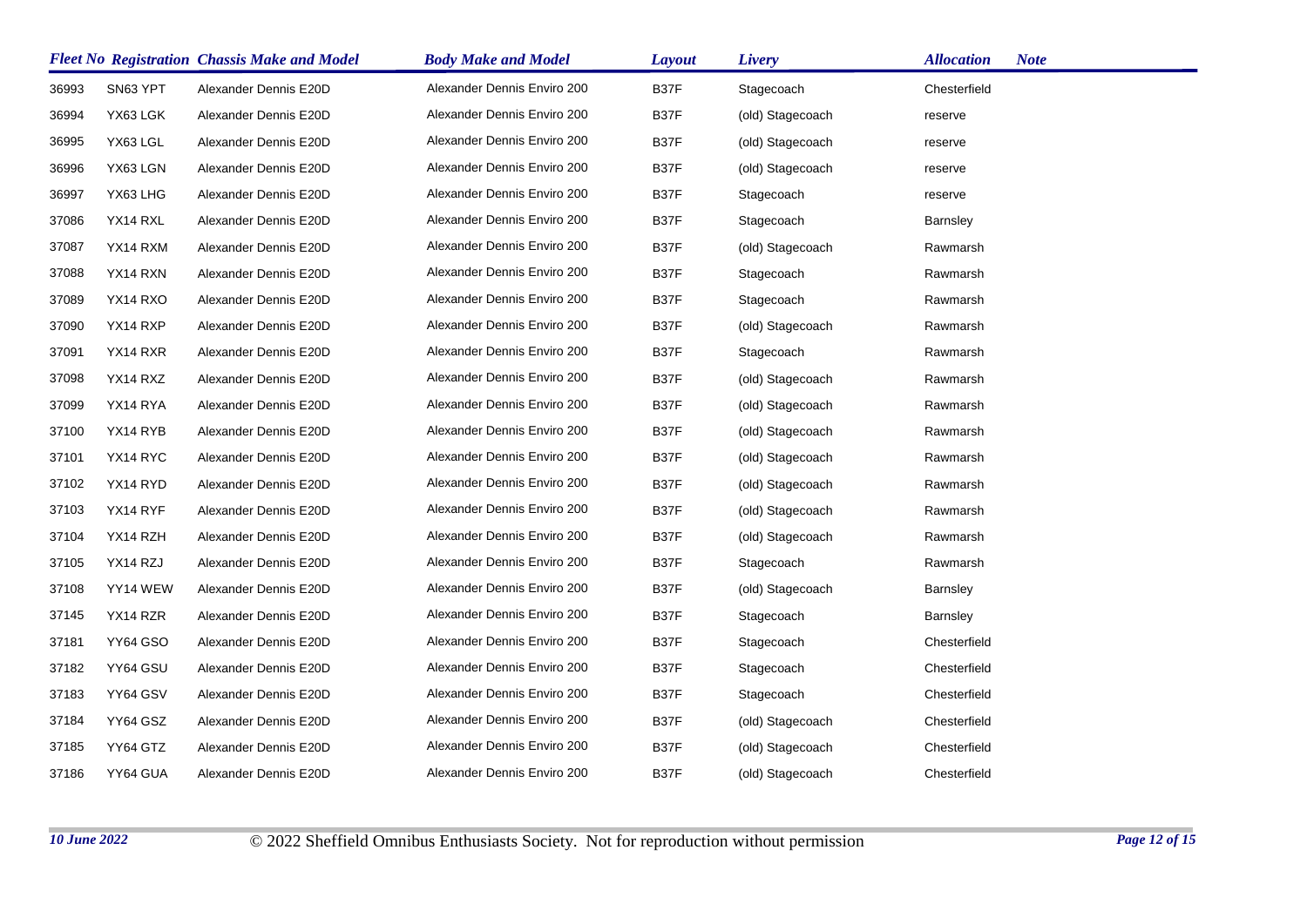| Fleet No | Registration | Chassis Make and Model | Body Make and Model | Layout | Livery | Allocation | Note |
|---|---|---|---|---|---|---|---|
| 36993 | SN63 YPT | Alexander Dennis E20D | Alexander Dennis Enviro 200 | B37F | Stagecoach | Chesterfield | |
| 36994 | YX63 LGK | Alexander Dennis E20D | Alexander Dennis Enviro 200 | B37F | (old) Stagecoach | reserve | |
| 36995 | YX63 LGL | Alexander Dennis E20D | Alexander Dennis Enviro 200 | B37F | (old) Stagecoach | reserve | |
| 36996 | YX63 LGN | Alexander Dennis E20D | Alexander Dennis Enviro 200 | B37F | (old) Stagecoach | reserve | |
| 36997 | YX63 LHG | Alexander Dennis E20D | Alexander Dennis Enviro 200 | B37F | Stagecoach | reserve | |
| 37086 | YX14 RXL | Alexander Dennis E20D | Alexander Dennis Enviro 200 | B37F | Stagecoach | Barnsley | |
| 37087 | YX14 RXM | Alexander Dennis E20D | Alexander Dennis Enviro 200 | B37F | (old) Stagecoach | Rawmarsh | |
| 37088 | YX14 RXN | Alexander Dennis E20D | Alexander Dennis Enviro 200 | B37F | Stagecoach | Rawmarsh | |
| 37089 | YX14 RXO | Alexander Dennis E20D | Alexander Dennis Enviro 200 | B37F | Stagecoach | Rawmarsh | |
| 37090 | YX14 RXP | Alexander Dennis E20D | Alexander Dennis Enviro 200 | B37F | (old) Stagecoach | Rawmarsh | |
| 37091 | YX14 RXR | Alexander Dennis E20D | Alexander Dennis Enviro 200 | B37F | Stagecoach | Rawmarsh | |
| 37098 | YX14 RXZ | Alexander Dennis E20D | Alexander Dennis Enviro 200 | B37F | (old) Stagecoach | Rawmarsh | |
| 37099 | YX14 RYA | Alexander Dennis E20D | Alexander Dennis Enviro 200 | B37F | (old) Stagecoach | Rawmarsh | |
| 37100 | YX14 RYB | Alexander Dennis E20D | Alexander Dennis Enviro 200 | B37F | (old) Stagecoach | Rawmarsh | |
| 37101 | YX14 RYC | Alexander Dennis E20D | Alexander Dennis Enviro 200 | B37F | (old) Stagecoach | Rawmarsh | |
| 37102 | YX14 RYD | Alexander Dennis E20D | Alexander Dennis Enviro 200 | B37F | (old) Stagecoach | Rawmarsh | |
| 37103 | YX14 RYF | Alexander Dennis E20D | Alexander Dennis Enviro 200 | B37F | (old) Stagecoach | Rawmarsh | |
| 37104 | YX14 RZH | Alexander Dennis E20D | Alexander Dennis Enviro 200 | B37F | (old) Stagecoach | Rawmarsh | |
| 37105 | YX14 RZJ | Alexander Dennis E20D | Alexander Dennis Enviro 200 | B37F | Stagecoach | Rawmarsh | |
| 37108 | YY14 WEW | Alexander Dennis E20D | Alexander Dennis Enviro 200 | B37F | (old) Stagecoach | Barnsley | |
| 37145 | YX14 RZR | Alexander Dennis E20D | Alexander Dennis Enviro 200 | B37F | Stagecoach | Barnsley | |
| 37181 | YY64 GSO | Alexander Dennis E20D | Alexander Dennis Enviro 200 | B37F | Stagecoach | Chesterfield | |
| 37182 | YY64 GSU | Alexander Dennis E20D | Alexander Dennis Enviro 200 | B37F | Stagecoach | Chesterfield | |
| 37183 | YY64 GSV | Alexander Dennis E20D | Alexander Dennis Enviro 200 | B37F | Stagecoach | Chesterfield | |
| 37184 | YY64 GSZ | Alexander Dennis E20D | Alexander Dennis Enviro 200 | B37F | (old) Stagecoach | Chesterfield | |
| 37185 | YY64 GTZ | Alexander Dennis E20D | Alexander Dennis Enviro 200 | B37F | (old) Stagecoach | Chesterfield | |
| 37186 | YY64 GUA | Alexander Dennis E20D | Alexander Dennis Enviro 200 | B37F | (old) Stagecoach | Chesterfield | |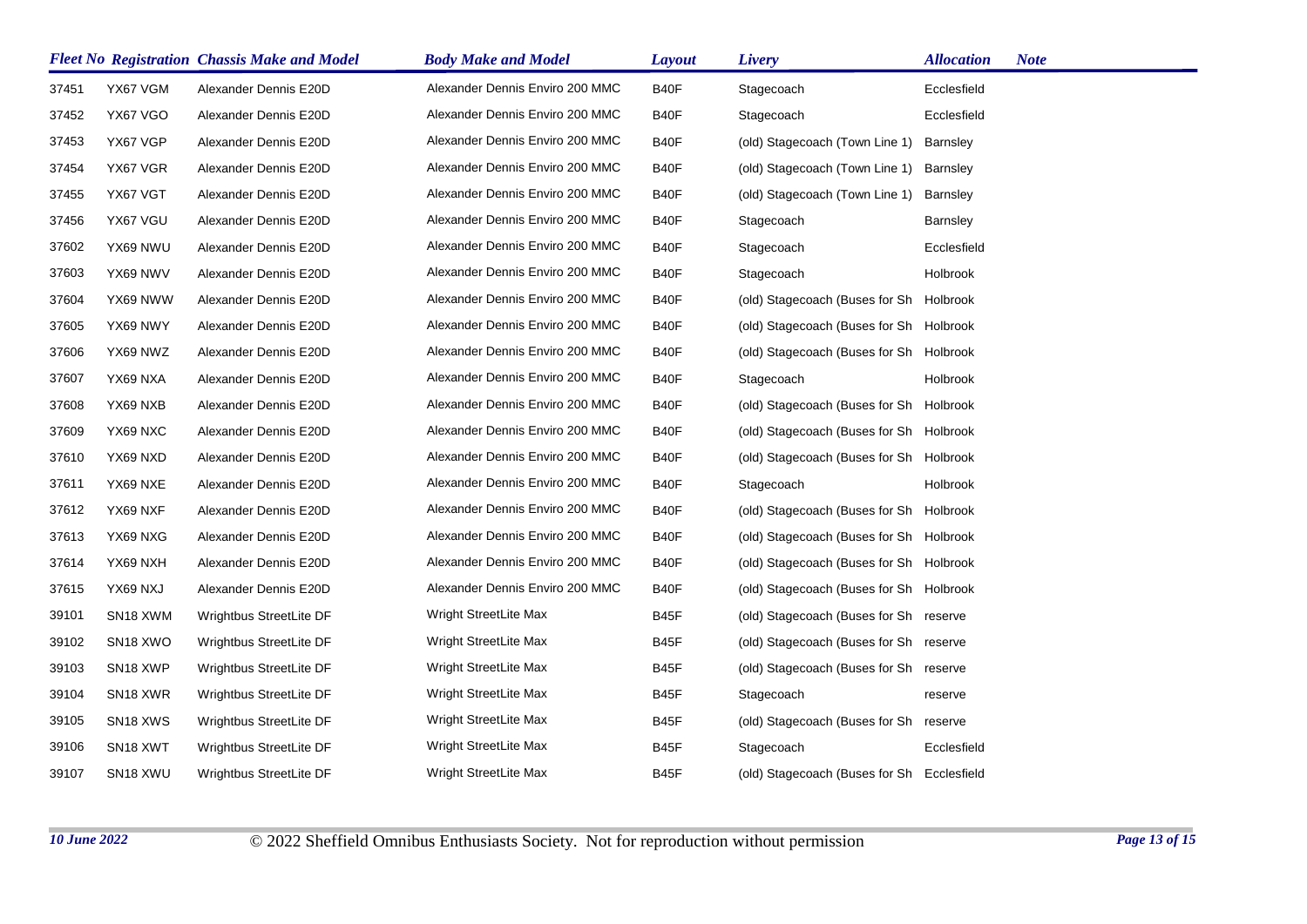| Fleet No | Registration | Chassis Make and Model | Body Make and Model | Layout | Livery | Allocation | Note |
| --- | --- | --- | --- | --- | --- | --- | --- |
| 37451 | YX67 VGM | Alexander Dennis E20D | Alexander Dennis Enviro 200 MMC | B40F | Stagecoach | Ecclesfield | |
| 37452 | YX67 VGO | Alexander Dennis E20D | Alexander Dennis Enviro 200 MMC | B40F | Stagecoach | Ecclesfield | |
| 37453 | YX67 VGP | Alexander Dennis E20D | Alexander Dennis Enviro 200 MMC | B40F | (old) Stagecoach (Town Line 1) | Barnsley | |
| 37454 | YX67 VGR | Alexander Dennis E20D | Alexander Dennis Enviro 200 MMC | B40F | (old) Stagecoach (Town Line 1) | Barnsley | |
| 37455 | YX67 VGT | Alexander Dennis E20D | Alexander Dennis Enviro 200 MMC | B40F | (old) Stagecoach (Town Line 1) | Barnsley | |
| 37456 | YX67 VGU | Alexander Dennis E20D | Alexander Dennis Enviro 200 MMC | B40F | Stagecoach | Barnsley | |
| 37602 | YX69 NWU | Alexander Dennis E20D | Alexander Dennis Enviro 200 MMC | B40F | Stagecoach | Ecclesfield | |
| 37603 | YX69 NWV | Alexander Dennis E20D | Alexander Dennis Enviro 200 MMC | B40F | Stagecoach | Holbrook | |
| 37604 | YX69 NWW | Alexander Dennis E20D | Alexander Dennis Enviro 200 MMC | B40F | (old) Stagecoach (Buses for Sh | Holbrook | |
| 37605 | YX69 NWY | Alexander Dennis E20D | Alexander Dennis Enviro 200 MMC | B40F | (old) Stagecoach (Buses for Sh | Holbrook | |
| 37606 | YX69 NWZ | Alexander Dennis E20D | Alexander Dennis Enviro 200 MMC | B40F | (old) Stagecoach (Buses for Sh | Holbrook | |
| 37607 | YX69 NXA | Alexander Dennis E20D | Alexander Dennis Enviro 200 MMC | B40F | Stagecoach | Holbrook | |
| 37608 | YX69 NXB | Alexander Dennis E20D | Alexander Dennis Enviro 200 MMC | B40F | (old) Stagecoach (Buses for Sh | Holbrook | |
| 37609 | YX69 NXC | Alexander Dennis E20D | Alexander Dennis Enviro 200 MMC | B40F | (old) Stagecoach (Buses for Sh | Holbrook | |
| 37610 | YX69 NXD | Alexander Dennis E20D | Alexander Dennis Enviro 200 MMC | B40F | (old) Stagecoach (Buses for Sh | Holbrook | |
| 37611 | YX69 NXE | Alexander Dennis E20D | Alexander Dennis Enviro 200 MMC | B40F | Stagecoach | Holbrook | |
| 37612 | YX69 NXF | Alexander Dennis E20D | Alexander Dennis Enviro 200 MMC | B40F | (old) Stagecoach (Buses for Sh | Holbrook | |
| 37613 | YX69 NXG | Alexander Dennis E20D | Alexander Dennis Enviro 200 MMC | B40F | (old) Stagecoach (Buses for Sh | Holbrook | |
| 37614 | YX69 NXH | Alexander Dennis E20D | Alexander Dennis Enviro 200 MMC | B40F | (old) Stagecoach (Buses for Sh | Holbrook | |
| 37615 | YX69 NXJ | Alexander Dennis E20D | Alexander Dennis Enviro 200 MMC | B40F | (old) Stagecoach (Buses for Sh | Holbrook | |
| 39101 | SN18 XWM | Wrightbus StreetLite DF | Wright StreetLite Max | B45F | (old) Stagecoach (Buses for Sh | reserve | |
| 39102 | SN18 XWO | Wrightbus StreetLite DF | Wright StreetLite Max | B45F | (old) Stagecoach (Buses for Sh | reserve | |
| 39103 | SN18 XWP | Wrightbus StreetLite DF | Wright StreetLite Max | B45F | (old) Stagecoach (Buses for Sh | reserve | |
| 39104 | SN18 XWR | Wrightbus StreetLite DF | Wright StreetLite Max | B45F | Stagecoach | reserve | |
| 39105 | SN18 XWS | Wrightbus StreetLite DF | Wright StreetLite Max | B45F | (old) Stagecoach (Buses for Sh | reserve | |
| 39106 | SN18 XWT | Wrightbus StreetLite DF | Wright StreetLite Max | B45F | Stagecoach | Ecclesfield | |
| 39107 | SN18 XWU | Wrightbus StreetLite DF | Wright StreetLite Max | B45F | (old) Stagecoach (Buses for Sh | Ecclesfield | |

10 June 2022 © 2022 Sheffield Omnibus Enthusiasts Society. Not for reproduction without permission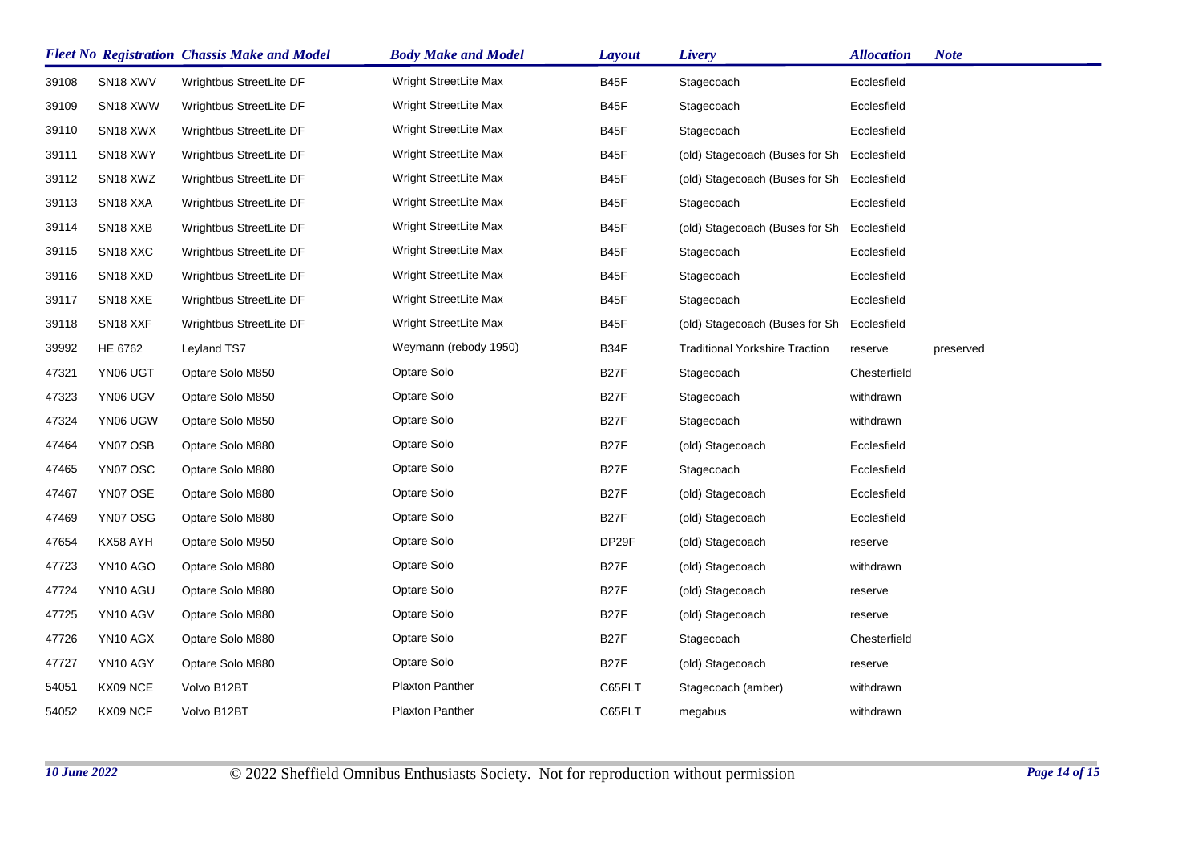| Fleet No | Registration | Chassis Make and Model | Body Make and Model | Layout | Livery | Allocation | Note |
|---|---|---|---|---|---|---|---|
| 39108 | SN18 XWV | Wrightbus StreetLite DF | Wright StreetLite Max | B45F | Stagecoach | Ecclesfield | |
| 39109 | SN18 XWW | Wrightbus StreetLite DF | Wright StreetLite Max | B45F | Stagecoach | Ecclesfield | |
| 39110 | SN18 XWX | Wrightbus StreetLite DF | Wright StreetLite Max | B45F | Stagecoach | Ecclesfield | |
| 39111 | SN18 XWY | Wrightbus StreetLite DF | Wright StreetLite Max | B45F | (old) Stagecoach (Buses for Sh | Ecclesfield | |
| 39112 | SN18 XWZ | Wrightbus StreetLite DF | Wright StreetLite Max | B45F | (old) Stagecoach (Buses for Sh | Ecclesfield | |
| 39113 | SN18 XXA | Wrightbus StreetLite DF | Wright StreetLite Max | B45F | Stagecoach | Ecclesfield | |
| 39114 | SN18 XXB | Wrightbus StreetLite DF | Wright StreetLite Max | B45F | (old) Stagecoach (Buses for Sh | Ecclesfield | |
| 39115 | SN18 XXC | Wrightbus StreetLite DF | Wright StreetLite Max | B45F | Stagecoach | Ecclesfield | |
| 39116 | SN18 XXD | Wrightbus StreetLite DF | Wright StreetLite Max | B45F | Stagecoach | Ecclesfield | |
| 39117 | SN18 XXE | Wrightbus StreetLite DF | Wright StreetLite Max | B45F | Stagecoach | Ecclesfield | |
| 39118 | SN18 XXF | Wrightbus StreetLite DF | Wright StreetLite Max | B45F | (old) Stagecoach (Buses for Sh | Ecclesfield | |
| 39992 | HE 6762 | Leyland TS7 | Weymann (rebody 1950) | B34F | Traditional Yorkshire Traction | reserve | preserved |
| 47321 | YN06 UGT | Optare Solo M850 | Optare Solo | B27F | Stagecoach | Chesterfield | |
| 47323 | YN06 UGV | Optare Solo M850 | Optare Solo | B27F | Stagecoach | withdrawn | |
| 47324 | YN06 UGW | Optare Solo M850 | Optare Solo | B27F | Stagecoach | withdrawn | |
| 47464 | YN07 OSB | Optare Solo M880 | Optare Solo | B27F | (old) Stagecoach | Ecclesfield | |
| 47465 | YN07 OSC | Optare Solo M880 | Optare Solo | B27F | Stagecoach | Ecclesfield | |
| 47467 | YN07 OSE | Optare Solo M880 | Optare Solo | B27F | (old) Stagecoach | Ecclesfield | |
| 47469 | YN07 OSG | Optare Solo M880 | Optare Solo | B27F | (old) Stagecoach | Ecclesfield | |
| 47654 | KX58 AYH | Optare Solo M950 | Optare Solo | DP29F | (old) Stagecoach | reserve | |
| 47723 | YN10 AGO | Optare Solo M880 | Optare Solo | B27F | (old) Stagecoach | withdrawn | |
| 47724 | YN10 AGU | Optare Solo M880 | Optare Solo | B27F | (old) Stagecoach | reserve | |
| 47725 | YN10 AGV | Optare Solo M880 | Optare Solo | B27F | (old) Stagecoach | reserve | |
| 47726 | YN10 AGX | Optare Solo M880 | Optare Solo | B27F | Stagecoach | Chesterfield | |
| 47727 | YN10 AGY | Optare Solo M880 | Optare Solo | B27F | (old) Stagecoach | reserve | |
| 54051 | KX09 NCE | Volvo B12BT | Plaxton Panther | C65FLT | Stagecoach (amber) | withdrawn | |
| 54052 | KX09 NCF | Volvo B12BT | Plaxton Panther | C65FLT | megabus | withdrawn | |

*10 June 2022* © 2022 Sheffield Omnibus Enthusiasts Society. Not for reproduction without permission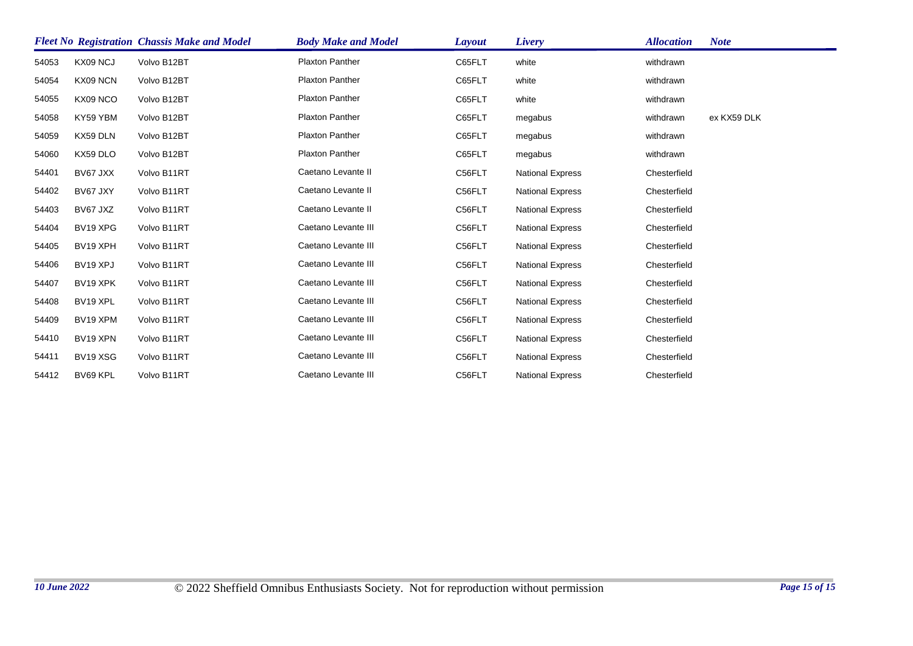| Fleet No | Registration | Chassis Make and Model | Body Make and Model | Layout | Livery | Allocation | Note |
|---|---|---|---|---|---|---|---|
| 54053 | KX09 NCJ | Volvo B12BT | Plaxton Panther | C65FLT | white | withdrawn | |
| 54054 | KX09 NCN | Volvo B12BT | Plaxton Panther | C65FLT | white | withdrawn | |
| 54055 | KX09 NCO | Volvo B12BT | Plaxton Panther | C65FLT | white | withdrawn | |
| 54058 | KY59 YBM | Volvo B12BT | Plaxton Panther | C65FLT | megabus | withdrawn | ex KX59 DLK |
| 54059 | KX59 DLN | Volvo B12BT | Plaxton Panther | C65FLT | megabus | withdrawn | |
| 54060 | KX59 DLO | Volvo B12BT | Plaxton Panther | C65FLT | megabus | withdrawn | |
| 54401 | BV67 JXX | Volvo B11RT | Caetano Levante II | C56FLT | National Express | Chesterfield | |
| 54402 | BV67 JXY | Volvo B11RT | Caetano Levante II | C56FLT | National Express | Chesterfield | |
| 54403 | BV67 JXZ | Volvo B11RT | Caetano Levante II | C56FLT | National Express | Chesterfield | |
| 54404 | BV19 XPG | Volvo B11RT | Caetano Levante III | C56FLT | National Express | Chesterfield | |
| 54405 | BV19 XPH | Volvo B11RT | Caetano Levante III | C56FLT | National Express | Chesterfield | |
| 54406 | BV19 XPJ | Volvo B11RT | Caetano Levante III | C56FLT | National Express | Chesterfield | |
| 54407 | BV19 XPK | Volvo B11RT | Caetano Levante III | C56FLT | National Express | Chesterfield | |
| 54408 | BV19 XPL | Volvo B11RT | Caetano Levante III | C56FLT | National Express | Chesterfield | |
| 54409 | BV19 XPM | Volvo B11RT | Caetano Levante III | C56FLT | National Express | Chesterfield | |
| 54410 | BV19 XPN | Volvo B11RT | Caetano Levante III | C56FLT | National Express | Chesterfield | |
| 54411 | BV19 XSG | Volvo B11RT | Caetano Levante III | C56FLT | National Express | Chesterfield | |
| 54412 | BV69 KPL | Volvo B11RT | Caetano Levante III | C56FLT | National Express | Chesterfield | |